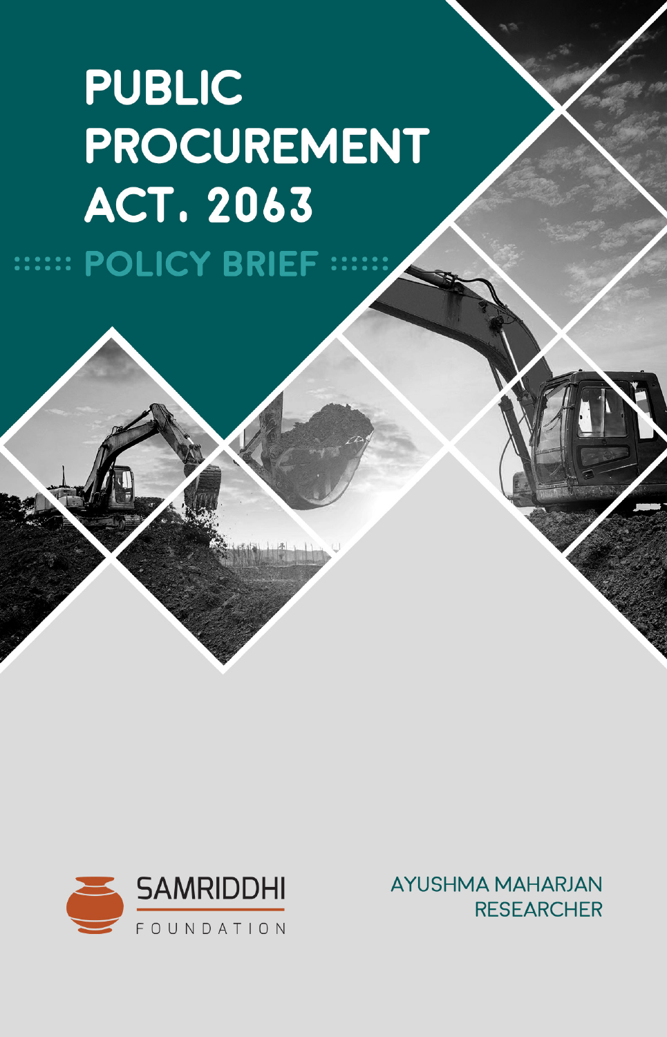# PUBLIC PROCUREMENT ACT. 2063

## POLICY BRIEF

SAMRIDDHI FOUNDATION

AYUSHMA MAHARJAN
RESEARCHER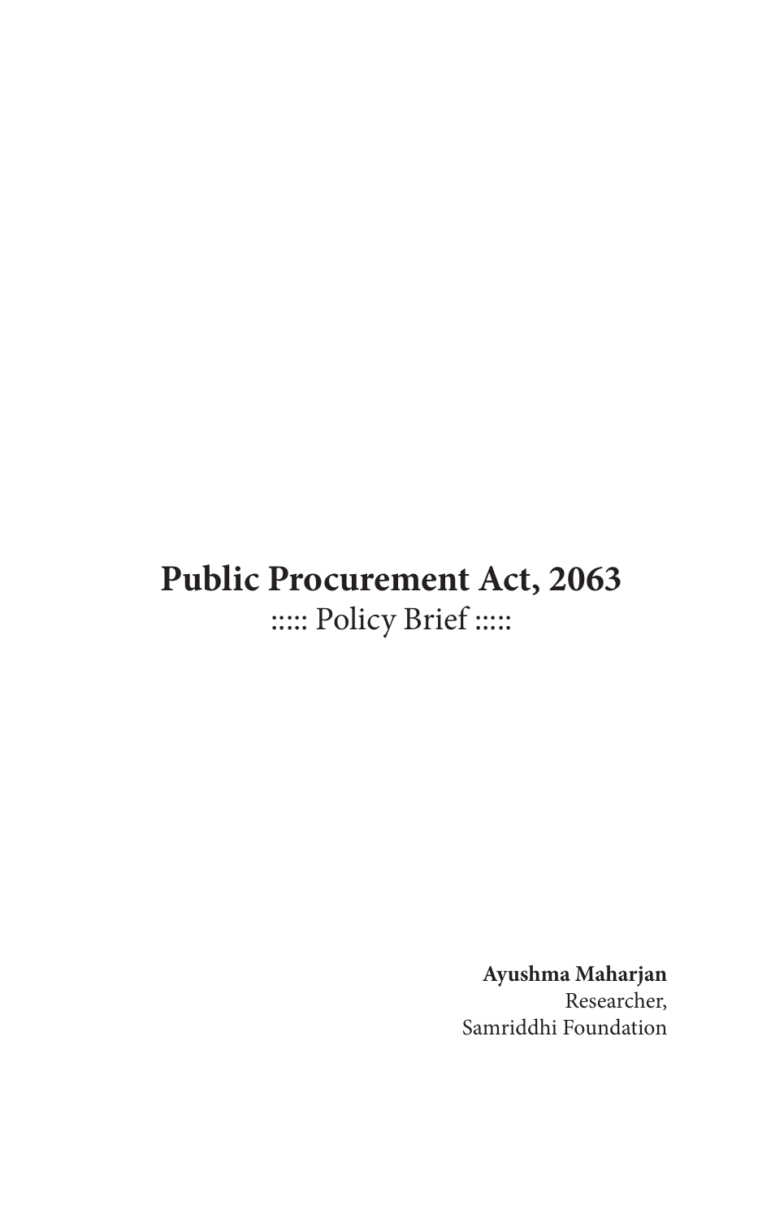# Public Procurement Act, 2063

::::: Policy Brief :::::

**Ayushma Maharjan**
Researcher,
Samriddhi Foundation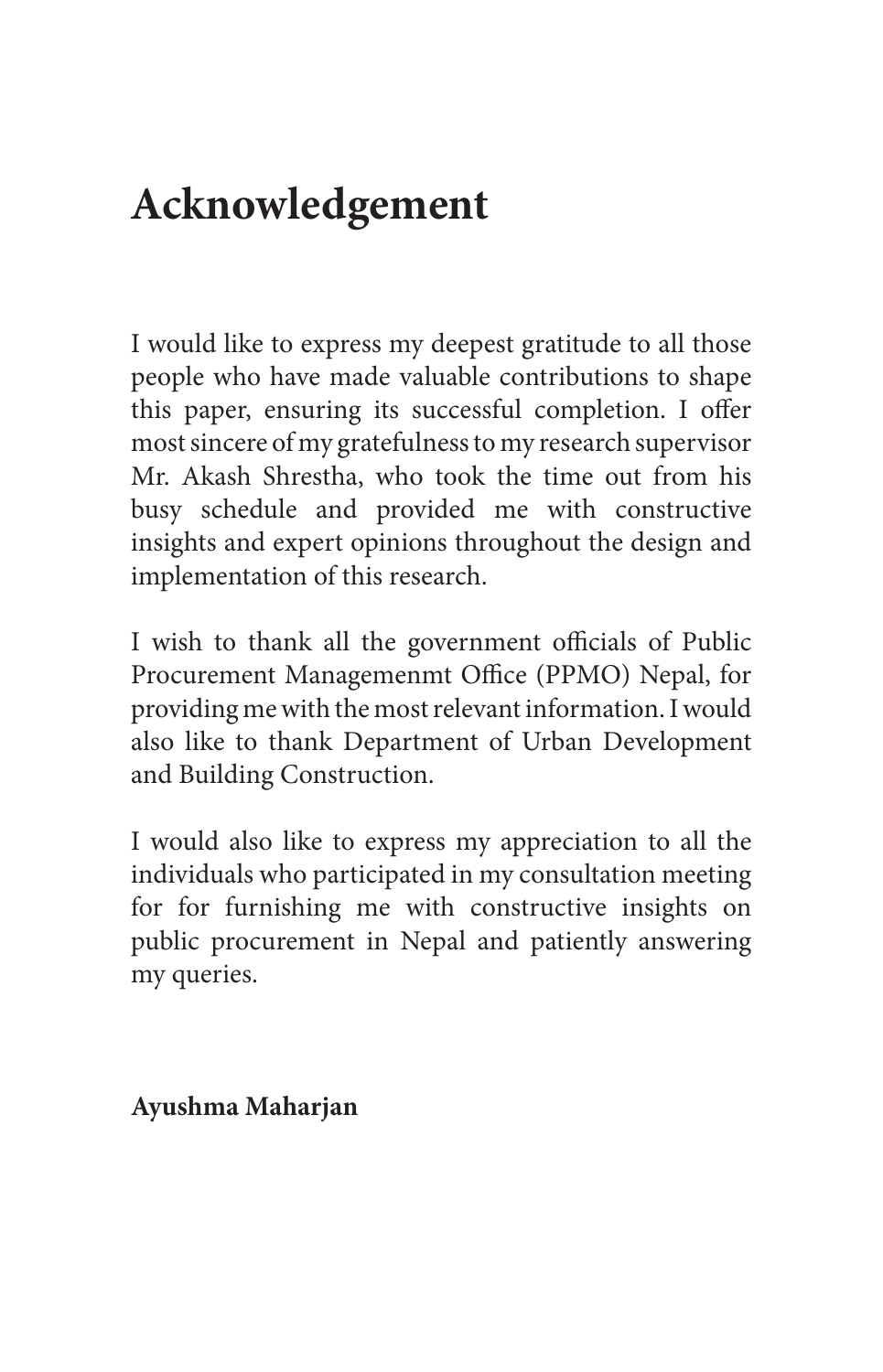# Acknowledgement

I would like to express my deepest gratitude to all those people who have made valuable contributions to shape this paper, ensuring its successful completion. I offer most sincere of my gratefulness to my research supervisor Mr. Akash Shrestha, who took the time out from his busy schedule and provided me with constructive insights and expert opinions throughout the design and implementation of this research.

I wish to thank all the government officials of Public Procurement Managemenmt Office (PPMO) Nepal, for providing me with the most relevant information. I would also like to thank Department of Urban Development and Building Construction.

I would also like to express my appreciation to all the individuals who participated in my consultation meeting for for furnishing me with constructive insights on public procurement in Nepal and patiently answering my queries.

**Ayushma Maharjan**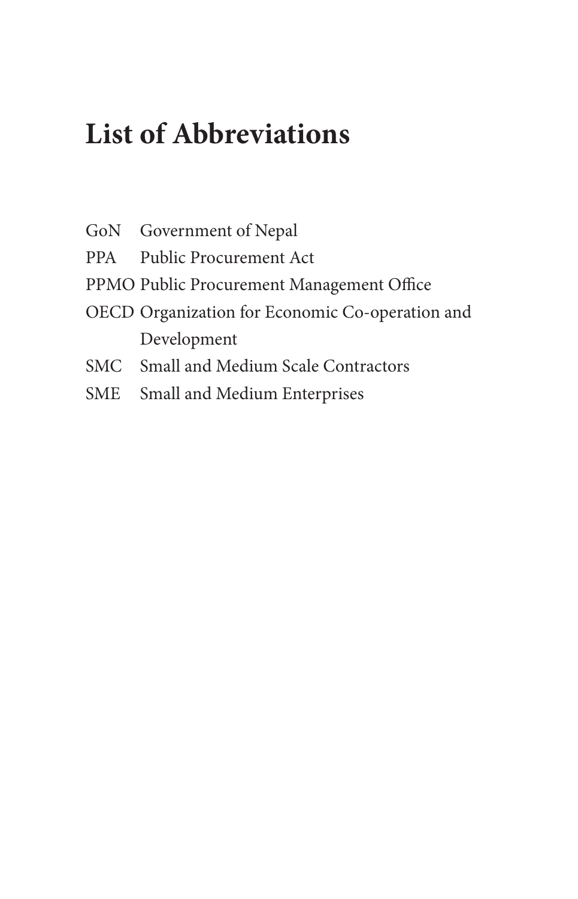# List of Abbreviations

| | |
|---|---|
| GoN | Government of Nepal |
| PPA | Public Procurement Act |
| PPMO | Public Procurement Management Office |
| OECD | Organization for Economic Co-operation and Development |
| SMC | Small and Medium Scale Contractors |
| SME | Small and Medium Enterprises |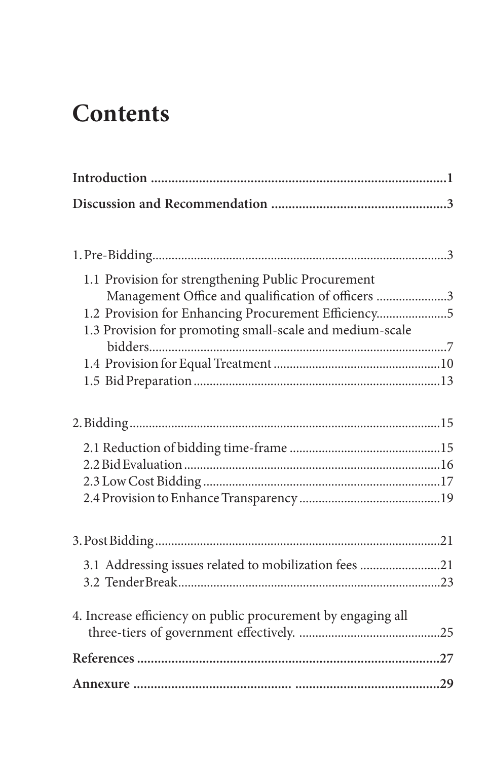# Contents

**Introduction** ..................................................................................**1**

**Discussion and Recommendation** ..................................................**3**

1. Pre-Bidding..........................................................................................3
   - 1.1 Provision for strengthening Public Procurement Management Office and qualification of officers ......................3
   - 1.2 Provision for Enhancing Procurement Efficiency......................5
   - 1.3 Provision for promoting small-scale and medium-scale bidders..........................................................................................7
   - 1.4 Provision for Equal Treatment ...................................................10
   - 1.5 Bid Preparation ...........................................................................13

2. Bidding...............................................................................................15
   - 2.1 Reduction of bidding time-frame ..............................................15
   - 2.2 Bid Evaluation ...............................................................................16
   - 2.3 Low Cost Bidding .........................................................................17
   - 2.4 Provision to Enhance Transparency ...........................................19

3. Post Bidding.........................................................................................21
   - 3.1 Addressing issues related to mobilization fees .........................21
   - 3.2 Tender Break................................................................................23

4. Increase efficiency on public procurement by engaging all three-tiers of government effectively. ...........................................25

**References** ........................................................................................**27**

**Annexure** ........................................... ..........................................**29**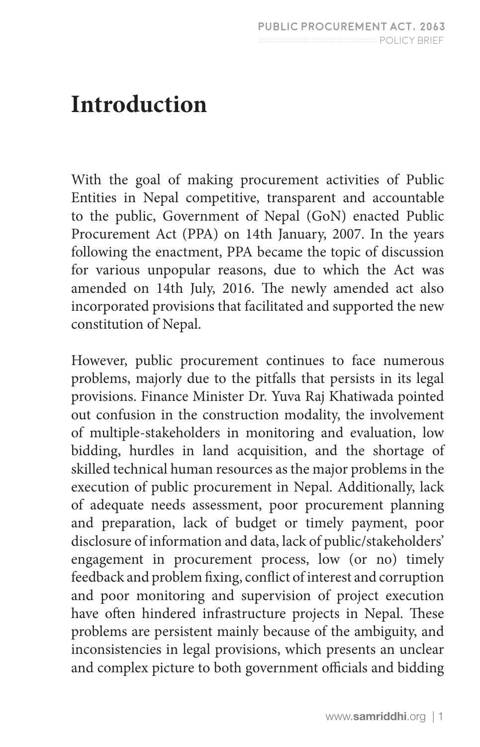# Introduction

With the goal of making procurement activities of Public Entities in Nepal competitive, transparent and accountable to the public, Government of Nepal (GoN) enacted Public Procurement Act (PPA) on 14th January, 2007. In the years following the enactment, PPA became the topic of discussion for various unpopular reasons, due to which the Act was amended on 14th July, 2016. The newly amended act also incorporated provisions that facilitated and supported the new constitution of Nepal.

However, public procurement continues to face numerous problems, majorly due to the pitfalls that persists in its legal provisions. Finance Minister Dr. Yuva Raj Khatiwada pointed out confusion in the construction modality, the involvement of multiple-stakeholders in monitoring and evaluation, low bidding, hurdles in land acquisition, and the shortage of skilled technical human resources as the major problems in the execution of public procurement in Nepal. Additionally, lack of adequate needs assessment, poor procurement planning and preparation, lack of budget or timely payment, poor disclosure of information and data, lack of public/stakeholders' engagement in procurement process, low (or no) timely feedback and problem fixing, conflict of interest and corruption and poor monitoring and supervision of project execution have often hindered infrastructure projects in Nepal. These problems are persistent mainly because of the ambiguity, and inconsistencies in legal provisions, which presents an unclear and complex picture to both government officials and bidding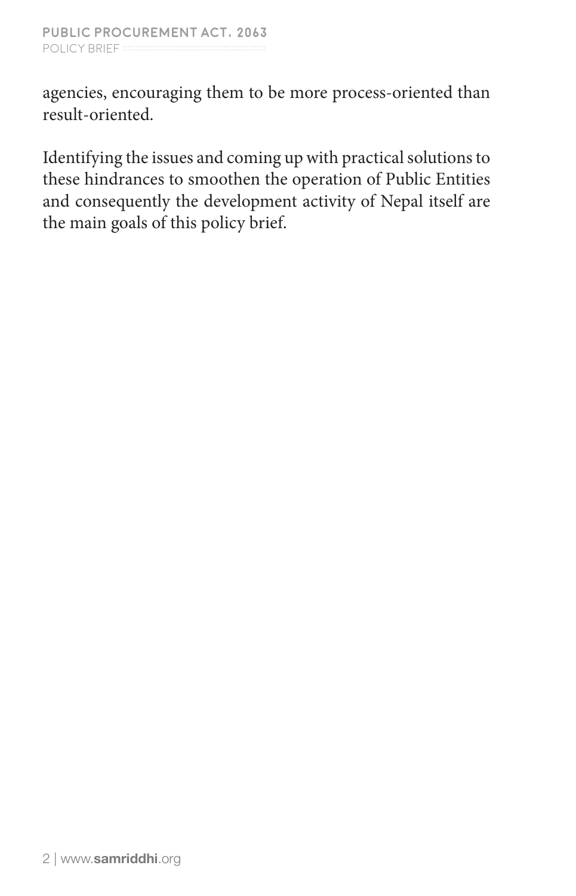agencies, encouraging them to be more process-oriented than result-oriented.

Identifying the issues and coming up with practical solutions to these hindrances to smoothen the operation of Public Entities and consequently the development activity of Nepal itself are the main goals of this policy brief.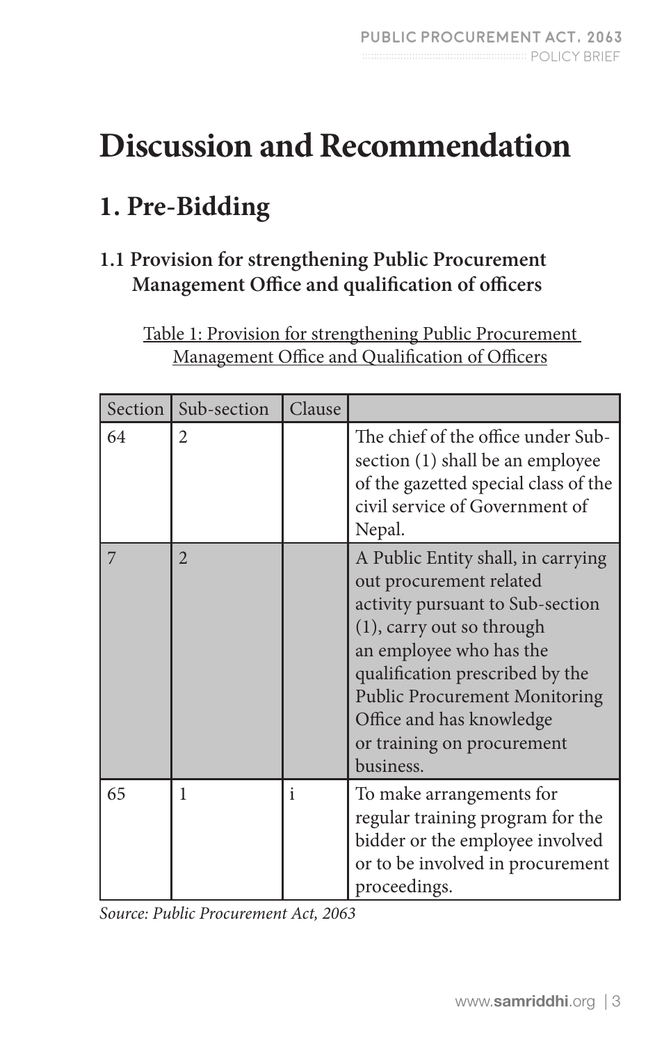# Discussion and Recommendation

## 1. Pre-Bidding

### 1.1 Provision for strengthening Public Procurement Management Office and qualification of officers

Table 1: Provision for strengthening Public Procurement Management Office and Qualification of Officers

| Section | Sub-section | Clause | |
|---|---|---|---|
| 64 | 2 | | The chief of the office under Sub-section (1) shall be an employee of the gazetted special class of the civil service of Government of Nepal. |
| 7 | 2 | | A Public Entity shall, in carrying out procurement related activity pursuant to Sub-section (1), carry out so through an employee who has the qualification prescribed by the Public Procurement Monitoring Office and has knowledge or training on procurement business. |
| 65 | 1 | i | To make arrangements for regular training program for the bidder or the employee involved or to be involved in procurement proceedings. |

*Source: Public Procurement Act, 2063*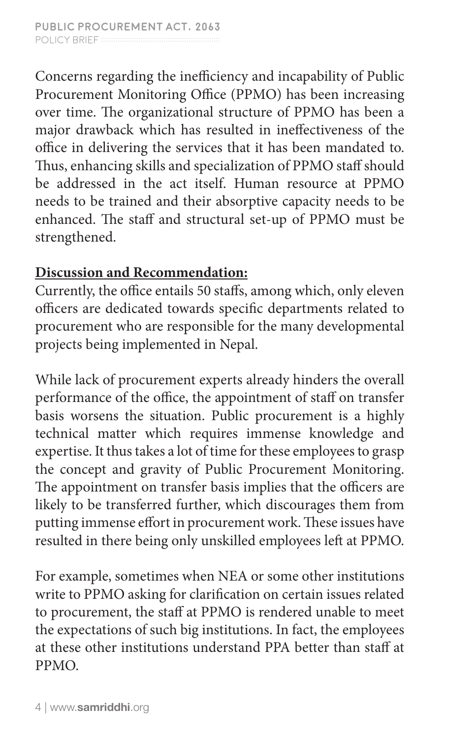Concerns regarding the inefficiency and incapability of Public Procurement Monitoring Office (PPMO) has been increasing over time. The organizational structure of PPMO has been a major drawback which has resulted in ineffectiveness of the office in delivering the services that it has been mandated to. Thus, enhancing skills and specialization of PPMO staff should be addressed in the act itself. Human resource at PPMO needs to be trained and their absorptive capacity needs to be enhanced. The staff and structural set-up of PPMO must be strengthened.

**Discussion and Recommendation:**

Currently, the office entails 50 staffs, among which, only eleven officers are dedicated towards specific departments related to procurement who are responsible for the many developmental projects being implemented in Nepal.

While lack of procurement experts already hinders the overall performance of the office, the appointment of staff on transfer basis worsens the situation. Public procurement is a highly technical matter which requires immense knowledge and expertise. It thus takes a lot of time for these employees to grasp the concept and gravity of Public Procurement Monitoring. The appointment on transfer basis implies that the officers are likely to be transferred further, which discourages them from putting immense effort in procurement work. These issues have resulted in there being only unskilled employees left at PPMO.

For example, sometimes when NEA or some other institutions write to PPMO asking for clarification on certain issues related to procurement, the staff at PPMO is rendered unable to meet the expectations of such big institutions. In fact, the employees at these other institutions understand PPA better than staff at PPMO.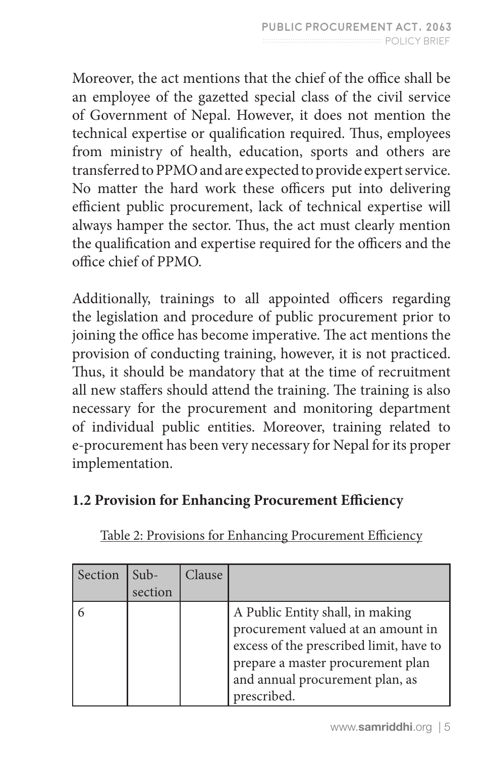Moreover, the act mentions that the chief of the office shall be an employee of the gazetted special class of the civil service of Government of Nepal. However, it does not mention the technical expertise or qualification required. Thus, employees from ministry of health, education, sports and others are transferred to PPMO and are expected to provide expert service. No matter the hard work these officers put into delivering efficient public procurement, lack of technical expertise will always hamper the sector. Thus, the act must clearly mention the qualification and expertise required for the officers and the office chief of PPMO.

Additionally, trainings to all appointed officers regarding the legislation and procedure of public procurement prior to joining the office has become imperative. The act mentions the provision of conducting training, however, it is not practiced. Thus, it should be mandatory that at the time of recruitment all new staffers should attend the training. The training is also necessary for the procurement and monitoring department of individual public entities. Moreover, training related to e-procurement has been very necessary for Nepal for its proper implementation.

### 1.2 Provision for Enhancing Procurement Efficiency

Table 2: Provisions for Enhancing Procurement Efficiency

| Section | Sub-section | Clause | |
|---|---|---|---|
| 6 | | | A Public Entity shall, in making procurement valued at an amount in excess of the prescribed limit, have to prepare a master procurement plan and annual procurement plan, as prescribed. |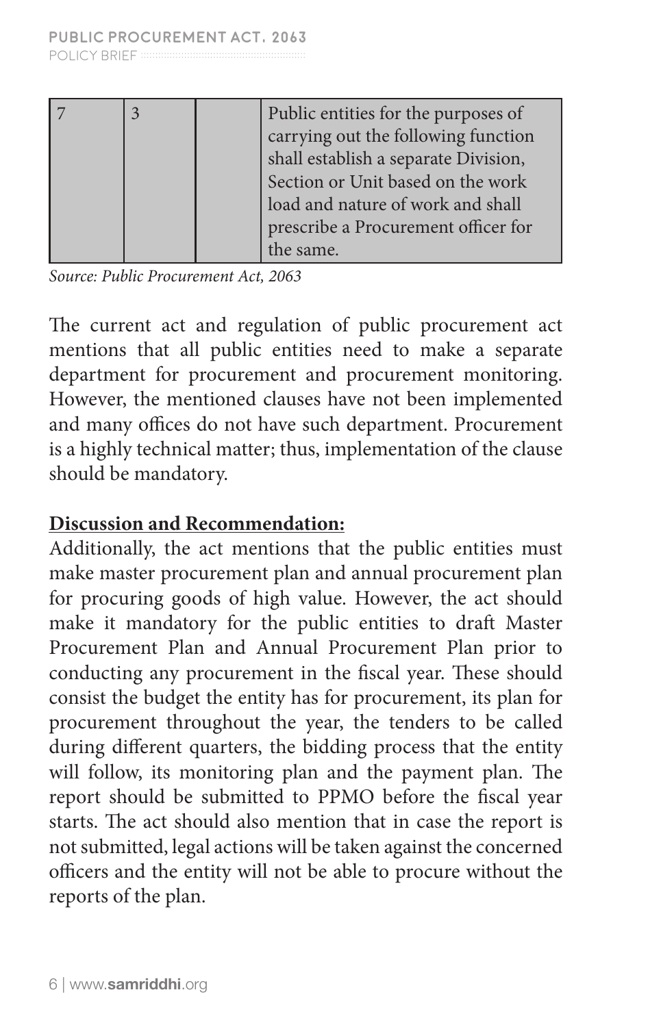| 7 | 3 | | Public entities for the purposes of carrying out the following function shall establish a separate Division, Section or Unit based on the work load and nature of work and shall prescribe a Procurement officer for the same. |
|---|---|---|---|

*Source: Public Procurement Act, 2063*

The current act and regulation of public procurement act mentions that all public entities need to make a separate department for procurement and procurement monitoring. However, the mentioned clauses have not been implemented and many offices do not have such department. Procurement is a highly technical matter; thus, implementation of the clause should be mandatory.

**Discussion and Recommendation:**

Additionally, the act mentions that the public entities must make master procurement plan and annual procurement plan for procuring goods of high value. However, the act should make it mandatory for the public entities to draft Master Procurement Plan and Annual Procurement Plan prior to conducting any procurement in the fiscal year. These should consist the budget the entity has for procurement, its plan for procurement throughout the year, the tenders to be called during different quarters, the bidding process that the entity will follow, its monitoring plan and the payment plan. The report should be submitted to PPMO before the fiscal year starts. The act should also mention that in case the report is not submitted, legal actions will be taken against the concerned officers and the entity will not be able to procure without the reports of the plan.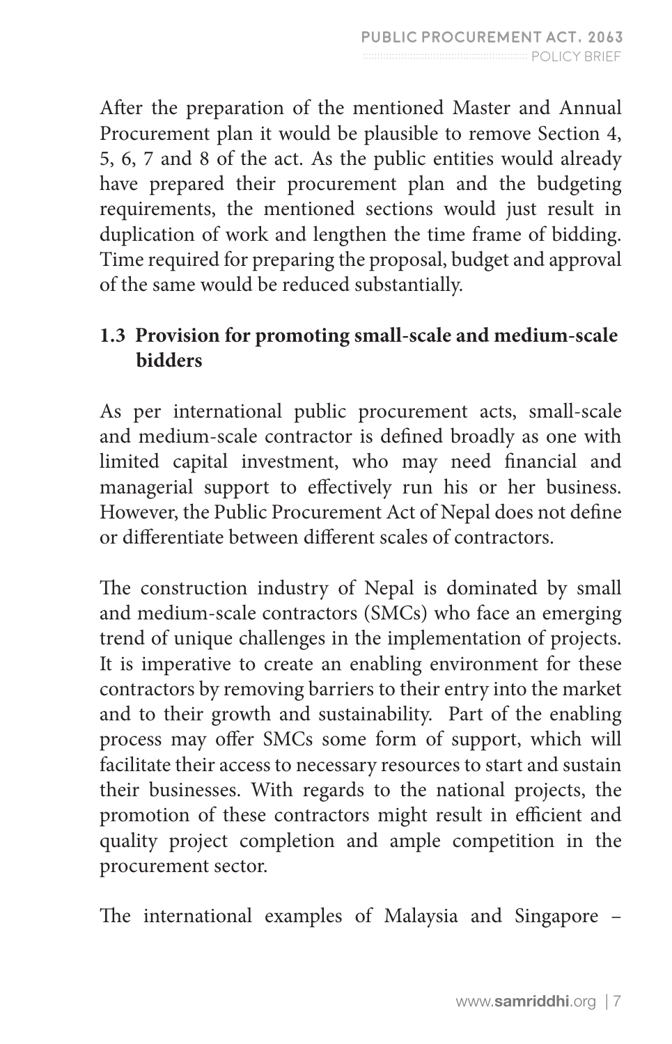After the preparation of the mentioned Master and Annual Procurement plan it would be plausible to remove Section 4, 5, 6, 7 and 8 of the act. As the public entities would already have prepared their procurement plan and the budgeting requirements, the mentioned sections would just result in duplication of work and lengthen the time frame of bidding. Time required for preparing the proposal, budget and approval of the same would be reduced substantially.

### 1.3 Provision for promoting small-scale and medium-scale bidders

As per international public procurement acts, small-scale and medium-scale contractor is defined broadly as one with limited capital investment, who may need financial and managerial support to effectively run his or her business. However, the Public Procurement Act of Nepal does not define or differentiate between different scales of contractors.

The construction industry of Nepal is dominated by small and medium-scale contractors (SMCs) who face an emerging trend of unique challenges in the implementation of projects. It is imperative to create an enabling environment for these contractors by removing barriers to their entry into the market and to their growth and sustainability. Part of the enabling process may offer SMCs some form of support, which will facilitate their access to necessary resources to start and sustain their businesses. With regards to the national projects, the promotion of these contractors might result in efficient and quality project completion and ample competition in the procurement sector.

The international examples of Malaysia and Singapore –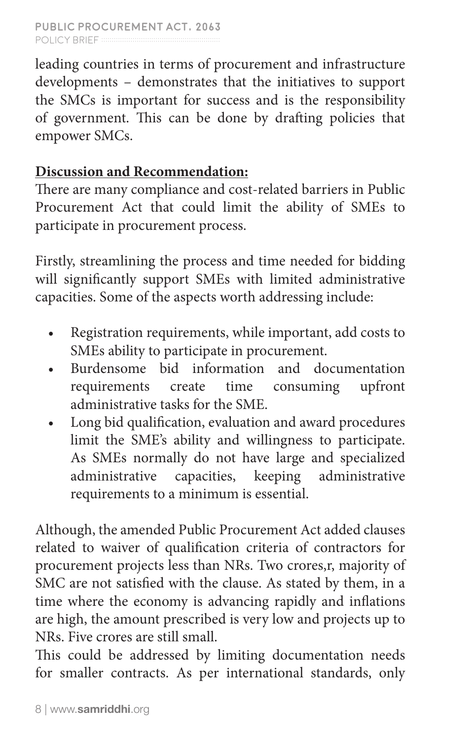leading countries in terms of procurement and infrastructure developments – demonstrates that the initiatives to support the SMCs is important for success and is the responsibility of government. This can be done by drafting policies that empower SMCs.

**Discussion and Recommendation:**

There are many compliance and cost-related barriers in Public Procurement Act that could limit the ability of SMEs to participate in procurement process.

Firstly, streamlining the process and time needed for bidding will significantly support SMEs with limited administrative capacities. Some of the aspects worth addressing include:

- Registration requirements, while important, add costs to SMEs ability to participate in procurement.
- Burdensome bid information and documentation requirements create time consuming upfront administrative tasks for the SME.
- Long bid qualification, evaluation and award procedures limit the SME's ability and willingness to participate. As SMEs normally do not have large and specialized administrative capacities, keeping administrative requirements to a minimum is essential.

Although, the amended Public Procurement Act added clauses related to waiver of qualification criteria of contractors for procurement projects less than NRs. Two crores,r, majority of SMC are not satisfied with the clause. As stated by them, in a time where the economy is advancing rapidly and inflations are high, the amount prescribed is very low and projects up to NRs. Five crores are still small.

This could be addressed by limiting documentation needs for smaller contracts. As per international standards, only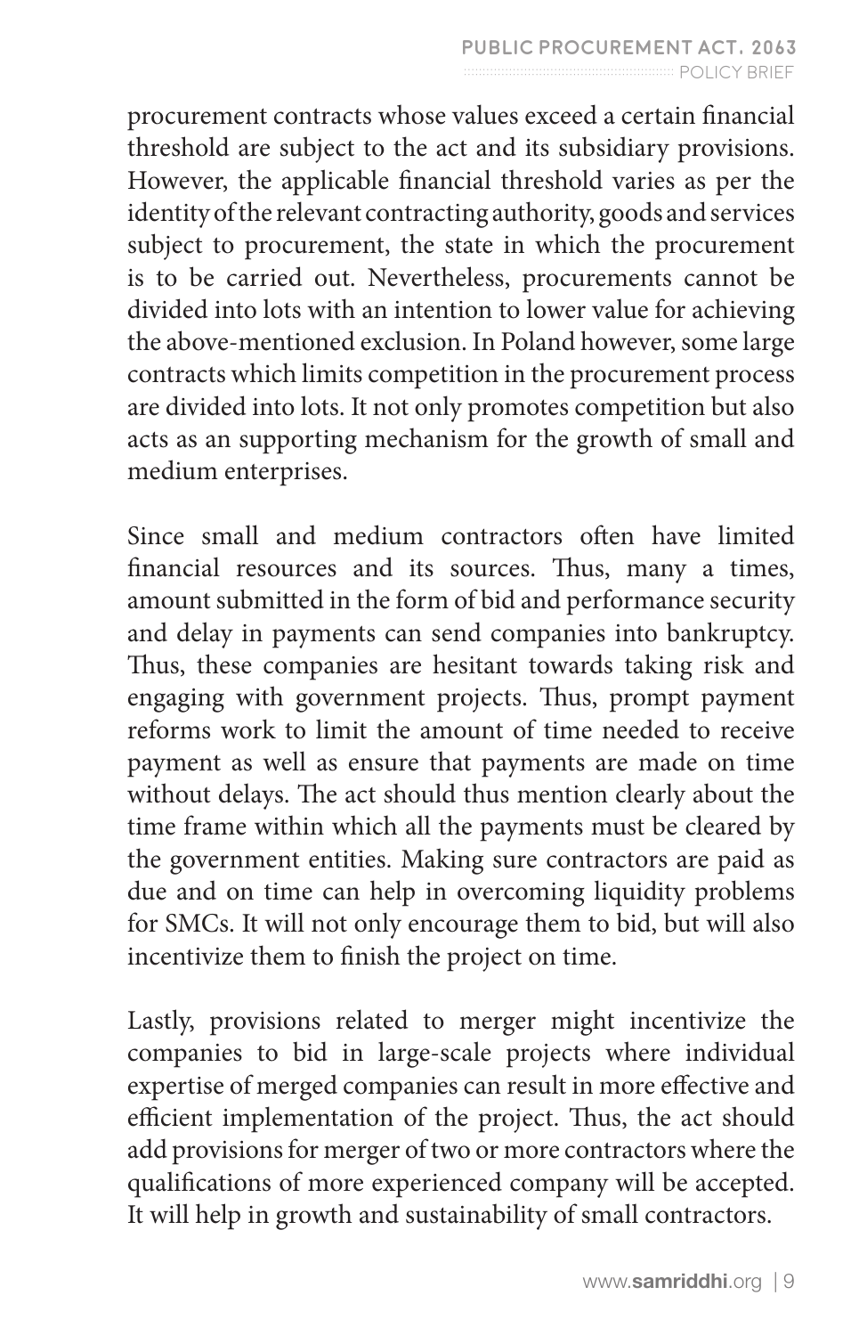procurement contracts whose values exceed a certain financial threshold are subject to the act and its subsidiary provisions. However, the applicable financial threshold varies as per the identity of the relevant contracting authority, goods and services subject to procurement, the state in which the procurement is to be carried out. Nevertheless, procurements cannot be divided into lots with an intention to lower value for achieving the above-mentioned exclusion. In Poland however, some large contracts which limits competition in the procurement process are divided into lots. It not only promotes competition but also acts as an supporting mechanism for the growth of small and medium enterprises.

Since small and medium contractors often have limited financial resources and its sources. Thus, many a times, amount submitted in the form of bid and performance security and delay in payments can send companies into bankruptcy. Thus, these companies are hesitant towards taking risk and engaging with government projects. Thus, prompt payment reforms work to limit the amount of time needed to receive payment as well as ensure that payments are made on time without delays. The act should thus mention clearly about the time frame within which all the payments must be cleared by the government entities. Making sure contractors are paid as due and on time can help in overcoming liquidity problems for SMCs. It will not only encourage them to bid, but will also incentivize them to finish the project on time.

Lastly, provisions related to merger might incentivize the companies to bid in large-scale projects where individual expertise of merged companies can result in more effective and efficient implementation of the project. Thus, the act should add provisions for merger of two or more contractors where the qualifications of more experienced company will be accepted. It will help in growth and sustainability of small contractors.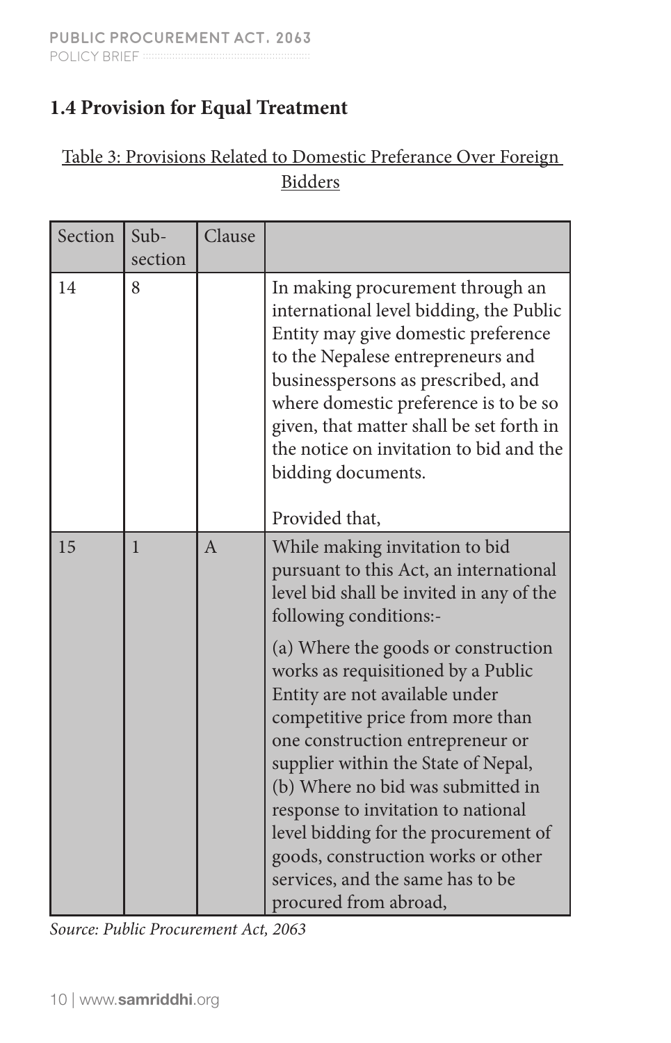## 1.4 Provision for Equal Treatment

Table 3: Provisions Related to Domestic Preferance Over Foreign Bidders

| Section | Sub-section | Clause | |
|---|---|---|---|
| 14 | 8 | | In making procurement through an international level bidding, the Public Entity may give domestic preference to the Nepalese entrepreneurs and businesspersons as prescribed, and where domestic preference is to be so given, that matter shall be set forth in the notice on invitation to bid and the bidding documents.<br><br>Provided that, |
| 15 | 1 | A | While making invitation to bid pursuant to this Act, an international level bid shall be invited in any of the following conditions:-<br><br>(a) Where the goods or construction works as requisitioned by a Public Entity are not available under competitive price from more than one construction entrepreneur or supplier within the State of Nepal,<br>(b) Where no bid was submitted in response to invitation to national level bidding for the procurement of goods, construction works or other services, and the same has to be procured from abroad, |

*Source: Public Procurement Act, 2063*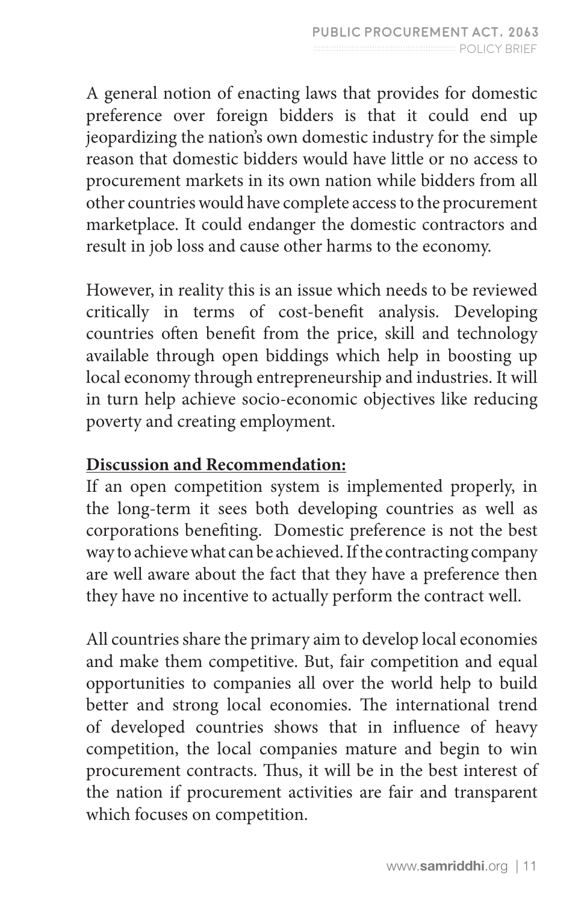A general notion of enacting laws that provides for domestic preference over foreign bidders is that it could end up jeopardizing the nation's own domestic industry for the simple reason that domestic bidders would have little or no access to procurement markets in its own nation while bidders from all other countries would have complete access to the procurement marketplace. It could endanger the domestic contractors and result in job loss and cause other harms to the economy.

However, in reality this is an issue which needs to be reviewed critically in terms of cost-benefit analysis. Developing countries often benefit from the price, skill and technology available through open biddings which help in boosting up local economy through entrepreneurship and industries. It will in turn help achieve socio-economic objectives like reducing poverty and creating employment.

**Discussion and Recommendation:**

If an open competition system is implemented properly, in the long-term it sees both developing countries as well as corporations benefiting. Domestic preference is not the best way to achieve what can be achieved. If the contracting company are well aware about the fact that they have a preference then they have no incentive to actually perform the contract well.

All countries share the primary aim to develop local economies and make them competitive. But, fair competition and equal opportunities to companies all over the world help to build better and strong local economies. The international trend of developed countries shows that in influence of heavy competition, the local companies mature and begin to win procurement contracts. Thus, it will be in the best interest of the nation if procurement activities are fair and transparent which focuses on competition.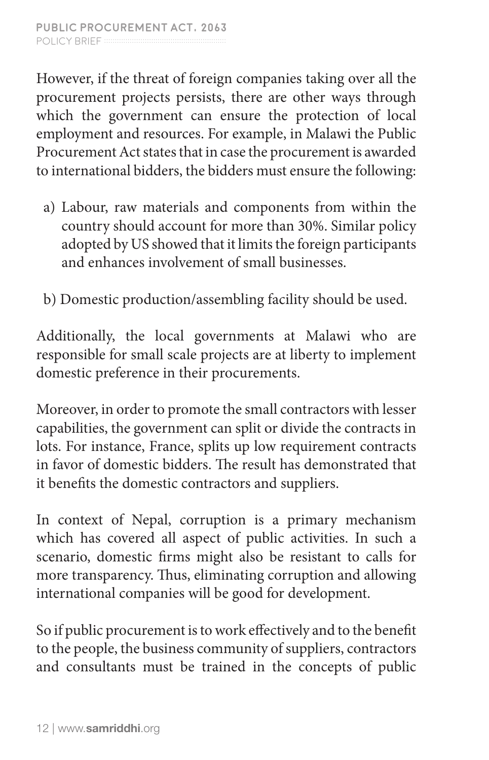However, if the threat of foreign companies taking over all the procurement projects persists, there are other ways through which the government can ensure the protection of local employment and resources. For example, in Malawi the Public Procurement Act states that in case the procurement is awarded to international bidders, the bidders must ensure the following:

a) Labour, raw materials and components from within the country should account for more than 30%. Similar policy adopted by US showed that it limits the foreign participants and enhances involvement of small businesses.

b) Domestic production/assembling facility should be used.

Additionally, the local governments at Malawi who are responsible for small scale projects are at liberty to implement domestic preference in their procurements.

Moreover, in order to promote the small contractors with lesser capabilities, the government can split or divide the contracts in lots. For instance, France, splits up low requirement contracts in favor of domestic bidders. The result has demonstrated that it benefits the domestic contractors and suppliers.

In context of Nepal, corruption is a primary mechanism which has covered all aspect of public activities. In such a scenario, domestic firms might also be resistant to calls for more transparency. Thus, eliminating corruption and allowing international companies will be good for development.

So if public procurement is to work effectively and to the benefit to the people, the business community of suppliers, contractors and consultants must be trained in the concepts of public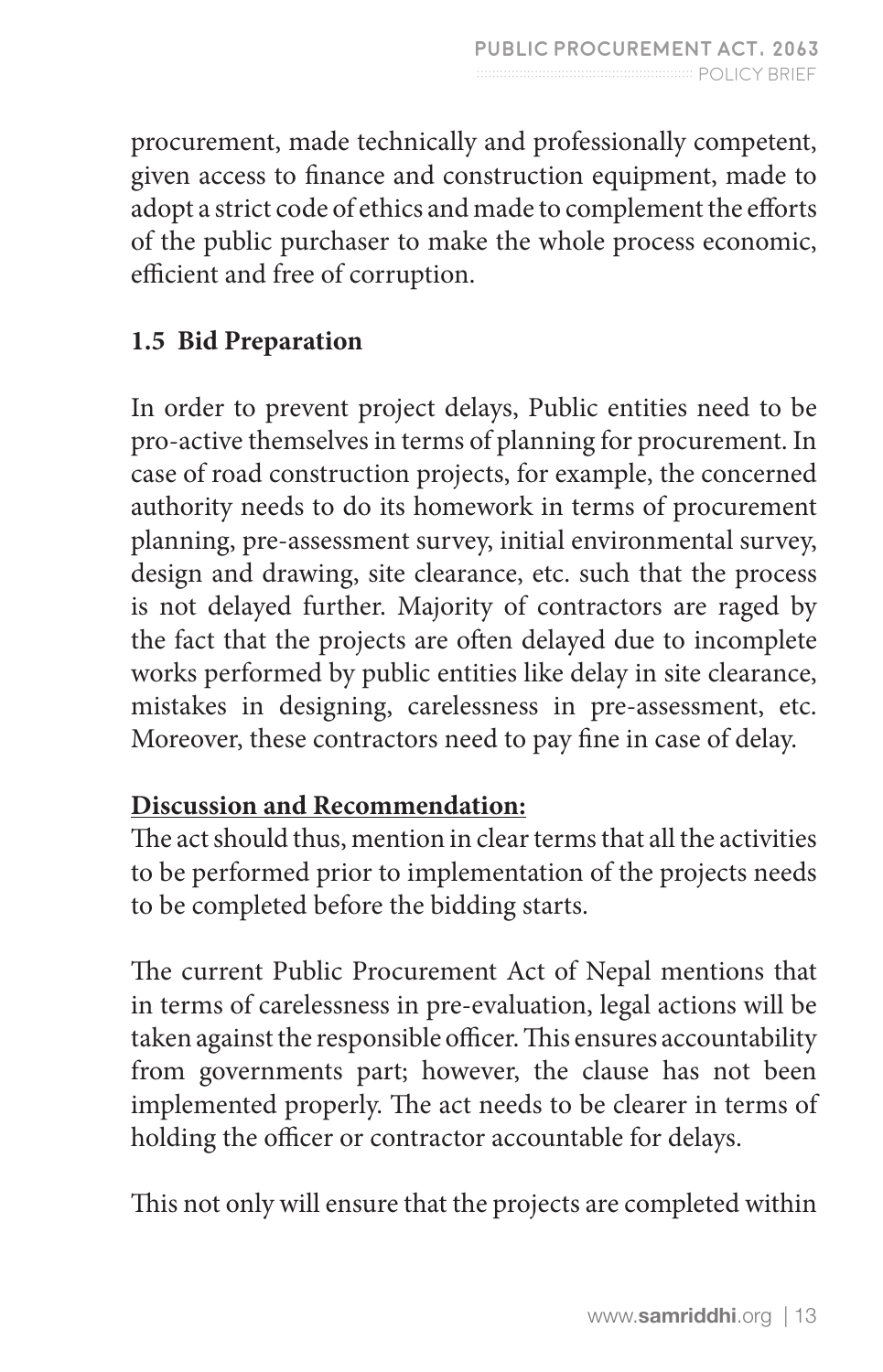procurement, made technically and professionally competent, given access to finance and construction equipment, made to adopt a strict code of ethics and made to complement the efforts of the public purchaser to make the whole process economic, efficient and free of corruption.

### 1.5 Bid Preparation

In order to prevent project delays, Public entities need to be pro-active themselves in terms of planning for procurement. In case of road construction projects, for example, the concerned authority needs to do its homework in terms of procurement planning, pre-assessment survey, initial environmental survey, design and drawing, site clearance, etc. such that the process is not delayed further. Majority of contractors are raged by the fact that the projects are often delayed due to incomplete works performed by public entities like delay in site clearance, mistakes in designing, carelessness in pre-assessment, etc. Moreover, these contractors need to pay fine in case of delay.

**Discussion and Recommendation:**
The act should thus, mention in clear terms that all the activities to be performed prior to implementation of the projects needs to be completed before the bidding starts.

The current Public Procurement Act of Nepal mentions that in terms of carelessness in pre-evaluation, legal actions will be taken against the responsible officer. This ensures accountability from governments part; however, the clause has not been implemented properly. The act needs to be clearer in terms of holding the officer or contractor accountable for delays.

This not only will ensure that the projects are completed within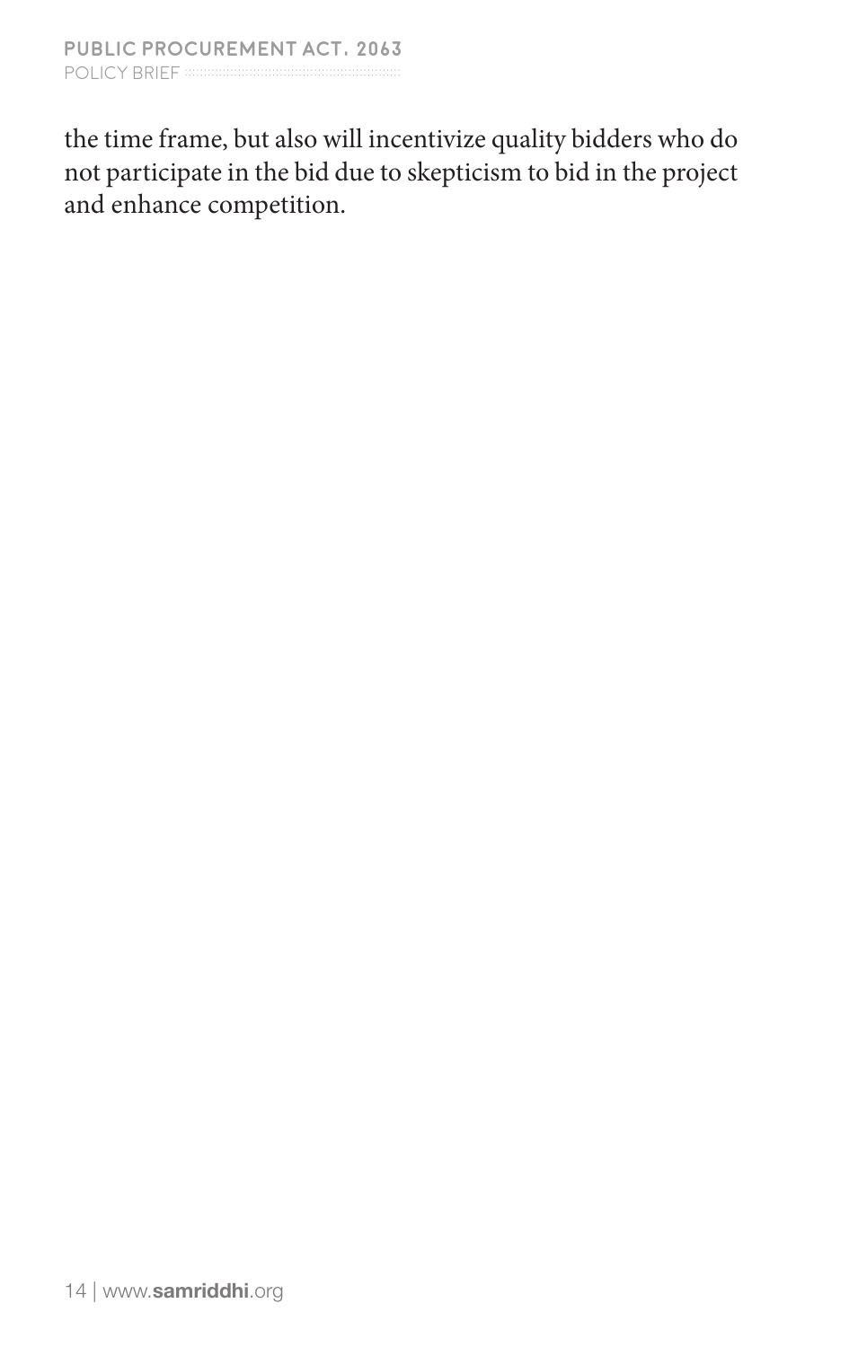the time frame, but also will incentivize quality bidders who do not participate in the bid due to skepticism to bid in the project and enhance competition.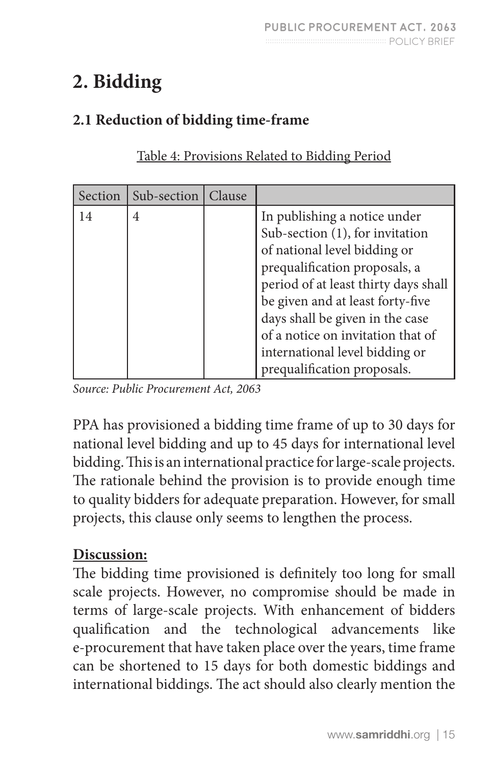# 2. Bidding

## 2.1 Reduction of bidding time-frame

Table 4: Provisions Related to Bidding Period

| Section | Sub-section | Clause | |
|---|---|---|---|
| 14 | 4 | | In publishing a notice under Sub-section (1), for invitation of national level bidding or prequalification proposals, a period of at least thirty days shall be given and at least forty-five days shall be given in the case of a notice on invitation that of international level bidding or prequalification proposals. |

*Source: Public Procurement Act, 2063*

PPA has provisioned a bidding time frame of up to 30 days for national level bidding and up to 45 days for international level bidding. This is an international practice for large-scale projects. The rationale behind the provision is to provide enough time to quality bidders for adequate preparation. However, for small projects, this clause only seems to lengthen the process.

**Discussion:**

The bidding time provisioned is definitely too long for small scale projects. However, no compromise should be made in terms of large-scale projects. With enhancement of bidders qualification and the technological advancements like e-procurement that have taken place over the years, time frame can be shortened to 15 days for both domestic biddings and international biddings. The act should also clearly mention the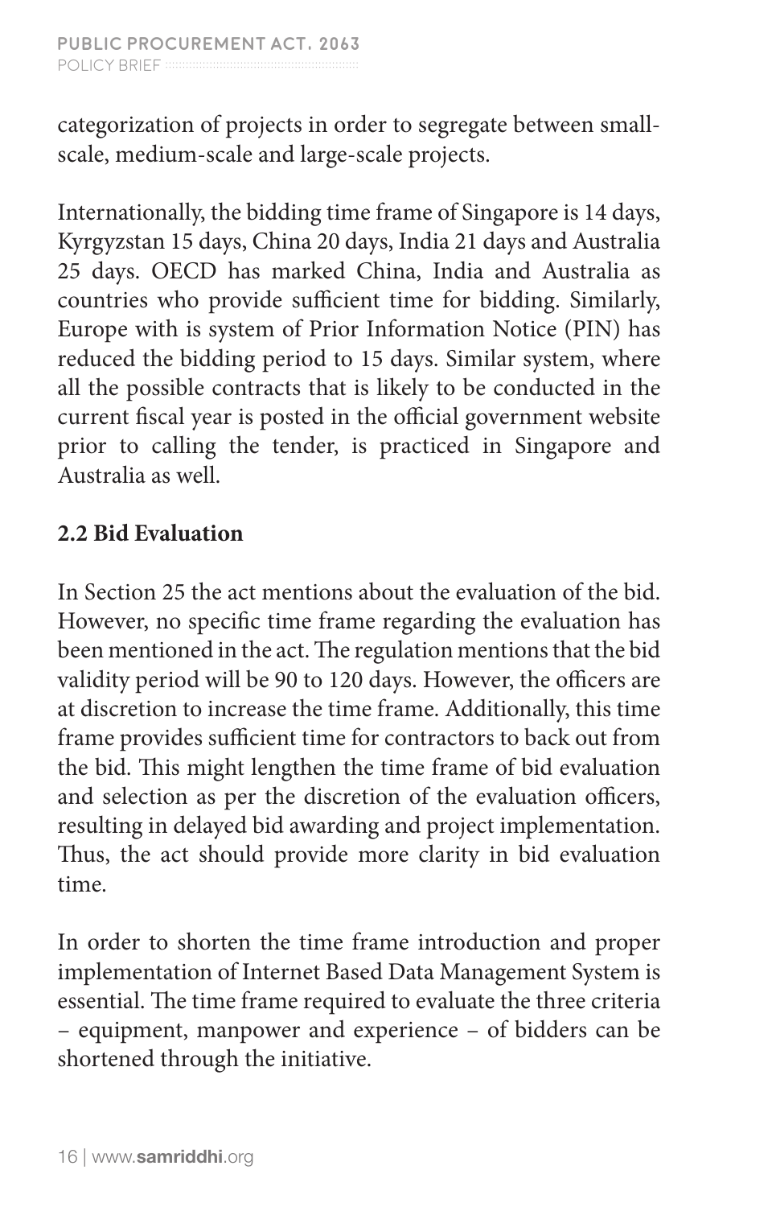categorization of projects in order to segregate between small-scale, medium-scale and large-scale projects.

Internationally, the bidding time frame of Singapore is 14 days, Kyrgyzstan 15 days, China 20 days, India 21 days and Australia 25 days. OECD has marked China, India and Australia as countries who provide sufficient time for bidding. Similarly, Europe with is system of Prior Information Notice (PIN) has reduced the bidding period to 15 days. Similar system, where all the possible contracts that is likely to be conducted in the current fiscal year is posted in the official government website prior to calling the tender, is practiced in Singapore and Australia as well.

### 2.2 Bid Evaluation

In Section 25 the act mentions about the evaluation of the bid. However, no specific time frame regarding the evaluation has been mentioned in the act. The regulation mentions that the bid validity period will be 90 to 120 days. However, the officers are at discretion to increase the time frame. Additionally, this time frame provides sufficient time for contractors to back out from the bid. This might lengthen the time frame of bid evaluation and selection as per the discretion of the evaluation officers, resulting in delayed bid awarding and project implementation. Thus, the act should provide more clarity in bid evaluation time.

In order to shorten the time frame introduction and proper implementation of Internet Based Data Management System is essential. The time frame required to evaluate the three criteria – equipment, manpower and experience – of bidders can be shortened through the initiative.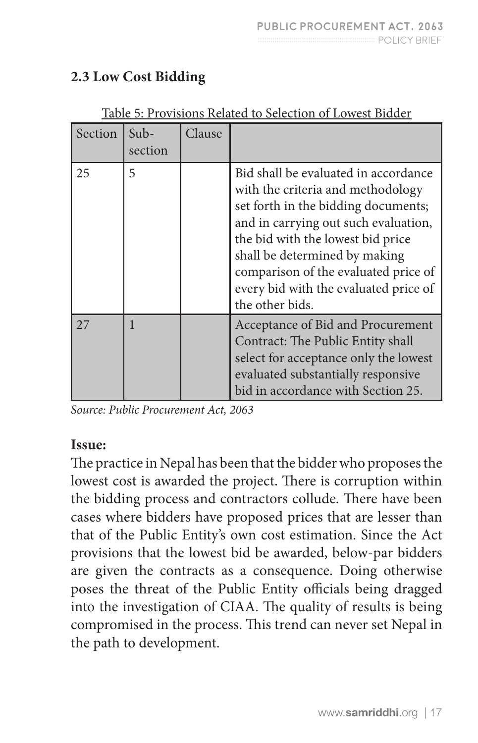## 2.3 Low Cost Bidding

Table 5: Provisions Related to Selection of Lowest Bidder

| Section | Sub-section | Clause | |
|---|---|---|---|
| 25 | 5 | | Bid shall be evaluated in accordance with the criteria and methodology set forth in the bidding documents; and in carrying out such evaluation, the bid with the lowest bid price shall be determined by making comparison of the evaluated price of every bid with the evaluated price of the other bids. |
| 27 | 1 | | Acceptance of Bid and Procurement Contract: The Public Entity shall select for acceptance only the lowest evaluated substantially responsive bid in accordance with Section 25. |

*Source: Public Procurement Act, 2063*

**Issue:**

The practice in Nepal has been that the bidder who proposes the lowest cost is awarded the project. There is corruption within the bidding process and contractors collude. There have been cases where bidders have proposed prices that are lesser than that of the Public Entity's own cost estimation. Since the Act provisions that the lowest bid be awarded, below-par bidders are given the contracts as a consequence. Doing otherwise poses the threat of the Public Entity officials being dragged into the investigation of CIAA. The quality of results is being compromised in the process. This trend can never set Nepal in the path to development.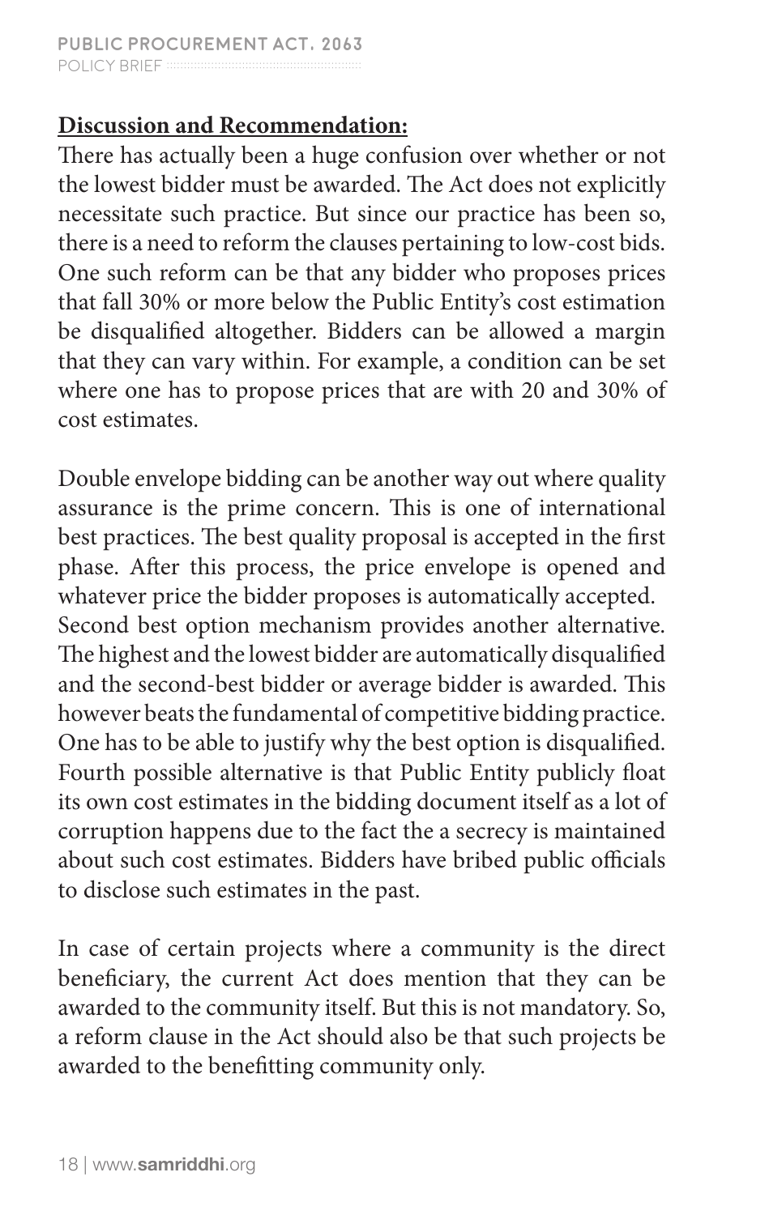**Discussion and Recommendation:**

There has actually been a huge confusion over whether or not the lowest bidder must be awarded. The Act does not explicitly necessitate such practice. But since our practice has been so, there is a need to reform the clauses pertaining to low-cost bids. One such reform can be that any bidder who proposes prices that fall 30% or more below the Public Entity's cost estimation be disqualified altogether. Bidders can be allowed a margin that they can vary within. For example, a condition can be set where one has to propose prices that are with 20 and 30% of cost estimates.

Double envelope bidding can be another way out where quality assurance is the prime concern. This is one of international best practices. The best quality proposal is accepted in the first phase. After this process, the price envelope is opened and whatever price the bidder proposes is automatically accepted. Second best option mechanism provides another alternative. The highest and the lowest bidder are automatically disqualified and the second-best bidder or average bidder is awarded. This however beats the fundamental of competitive bidding practice. One has to be able to justify why the best option is disqualified. Fourth possible alternative is that Public Entity publicly float its own cost estimates in the bidding document itself as a lot of corruption happens due to the fact the a secrecy is maintained about such cost estimates. Bidders have bribed public officials to disclose such estimates in the past.

In case of certain projects where a community is the direct beneficiary, the current Act does mention that they can be awarded to the community itself. But this is not mandatory. So, a reform clause in the Act should also be that such projects be awarded to the benefitting community only.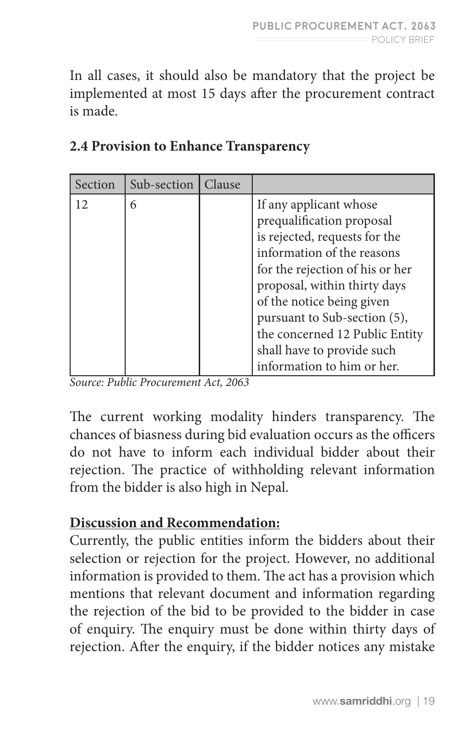In all cases, it should also be mandatory that the project be implemented at most 15 days after the procurement contract is made.

### 2.4 Provision to Enhance Transparency

| Section | Sub-section | Clause | |
|---|---|---|---|
| 12 | 6 | | If any applicant whose prequalification proposal is rejected, requests for the information of the reasons for the rejection of his or her proposal, within thirty days of the notice being given pursuant to Sub-section (5), the concerned 12 Public Entity shall have to provide such information to him or her. |

*Source: Public Procurement Act, 2063*

The current working modality hinders transparency. The chances of biasness during bid evaluation occurs as the officers do not have to inform each individual bidder about their rejection. The practice of withholding relevant information from the bidder is also high in Nepal.

**Discussion and Recommendation:**

Currently, the public entities inform the bidders about their selection or rejection for the project. However, no additional information is provided to them. The act has a provision which mentions that relevant document and information regarding the rejection of the bid to be provided to the bidder in case of enquiry. The enquiry must be done within thirty days of rejection. After the enquiry, if the bidder notices any mistake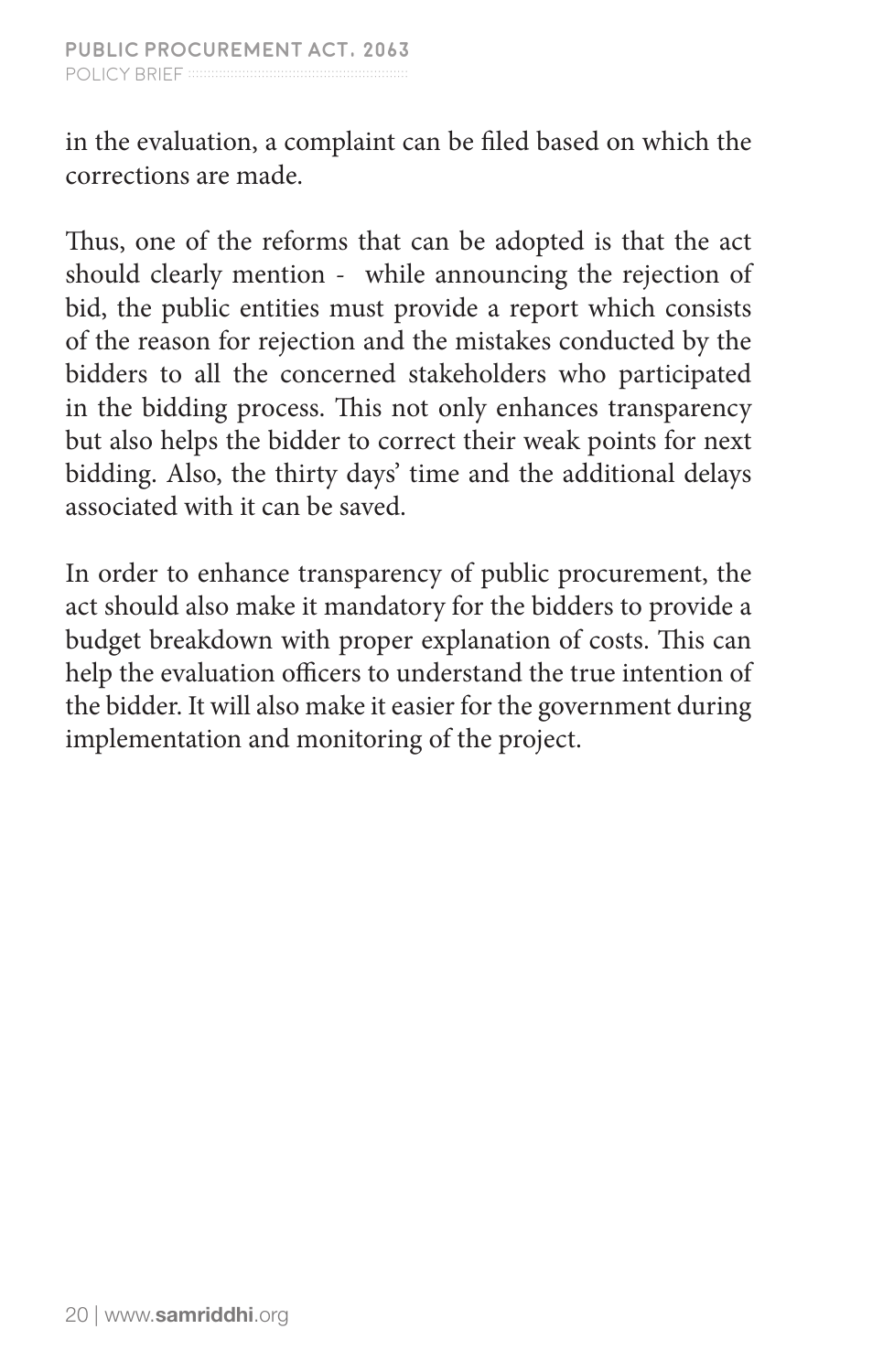in the evaluation, a complaint can be filed based on which the corrections are made.

Thus, one of the reforms that can be adopted is that the act should clearly mention - while announcing the rejection of bid, the public entities must provide a report which consists of the reason for rejection and the mistakes conducted by the bidders to all the concerned stakeholders who participated in the bidding process. This not only enhances transparency but also helps the bidder to correct their weak points for next bidding. Also, the thirty days' time and the additional delays associated with it can be saved.

In order to enhance transparency of public procurement, the act should also make it mandatory for the bidders to provide a budget breakdown with proper explanation of costs. This can help the evaluation officers to understand the true intention of the bidder. It will also make it easier for the government during implementation and monitoring of the project.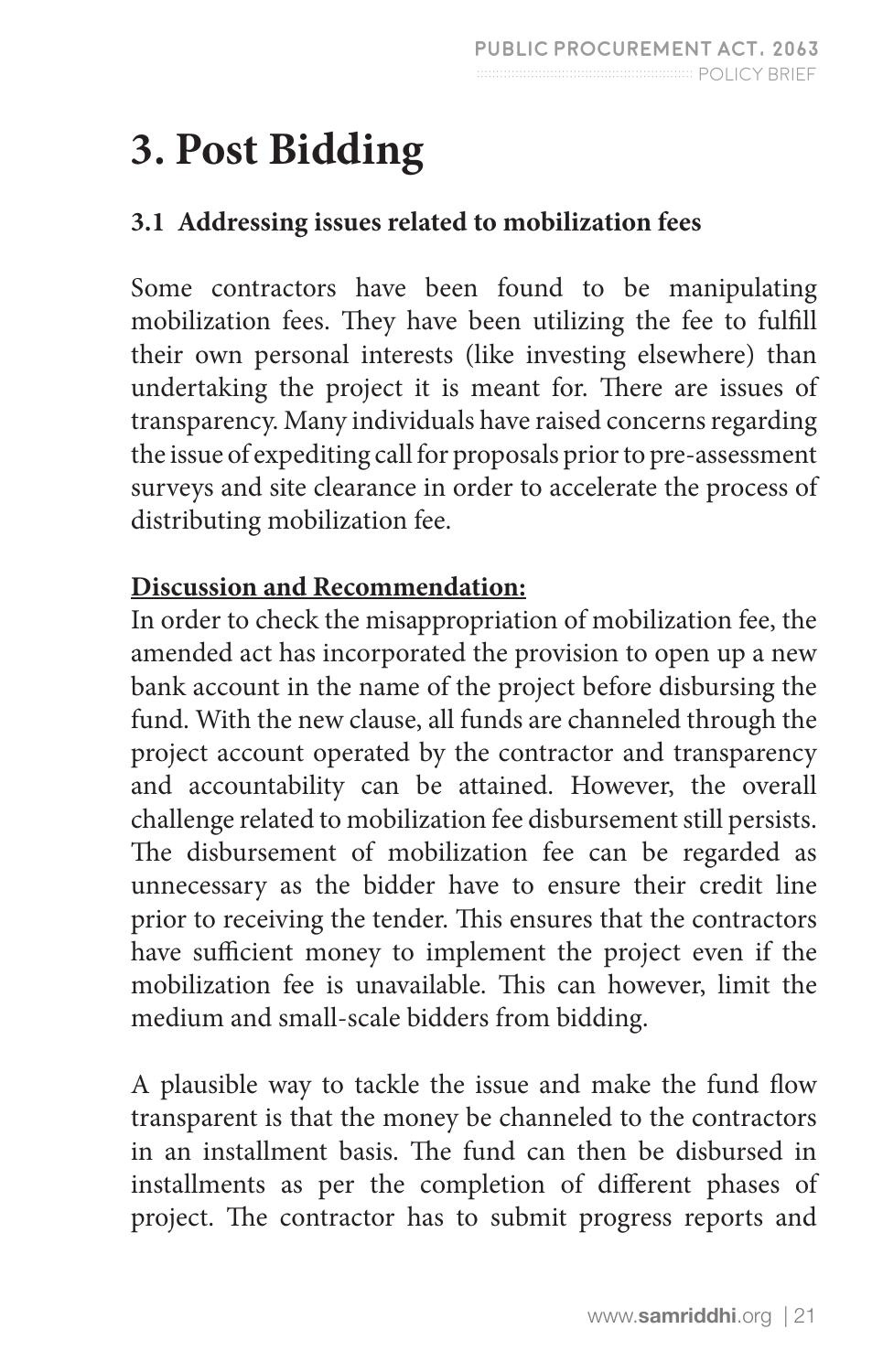# 3. Post Bidding

### 3.1 Addressing issues related to mobilization fees

Some contractors have been found to be manipulating mobilization fees. They have been utilizing the fee to fulfill their own personal interests (like investing elsewhere) than undertaking the project it is meant for. There are issues of transparency. Many individuals have raised concerns regarding the issue of expediting call for proposals prior to pre-assessment surveys and site clearance in order to accelerate the process of distributing mobilization fee.

**<u>Discussion and Recommendation:</u>**

In order to check the misappropriation of mobilization fee, the amended act has incorporated the provision to open up a new bank account in the name of the project before disbursing the fund. With the new clause, all funds are channeled through the project account operated by the contractor and transparency and accountability can be attained. However, the overall challenge related to mobilization fee disbursement still persists. The disbursement of mobilization fee can be regarded as unnecessary as the bidder have to ensure their credit line prior to receiving the tender. This ensures that the contractors have sufficient money to implement the project even if the mobilization fee is unavailable. This can however, limit the medium and small-scale bidders from bidding.

A plausible way to tackle the issue and make the fund flow transparent is that the money be channeled to the contractors in an installment basis. The fund can then be disbursed in installments as per the completion of different phases of project. The contractor has to submit progress reports and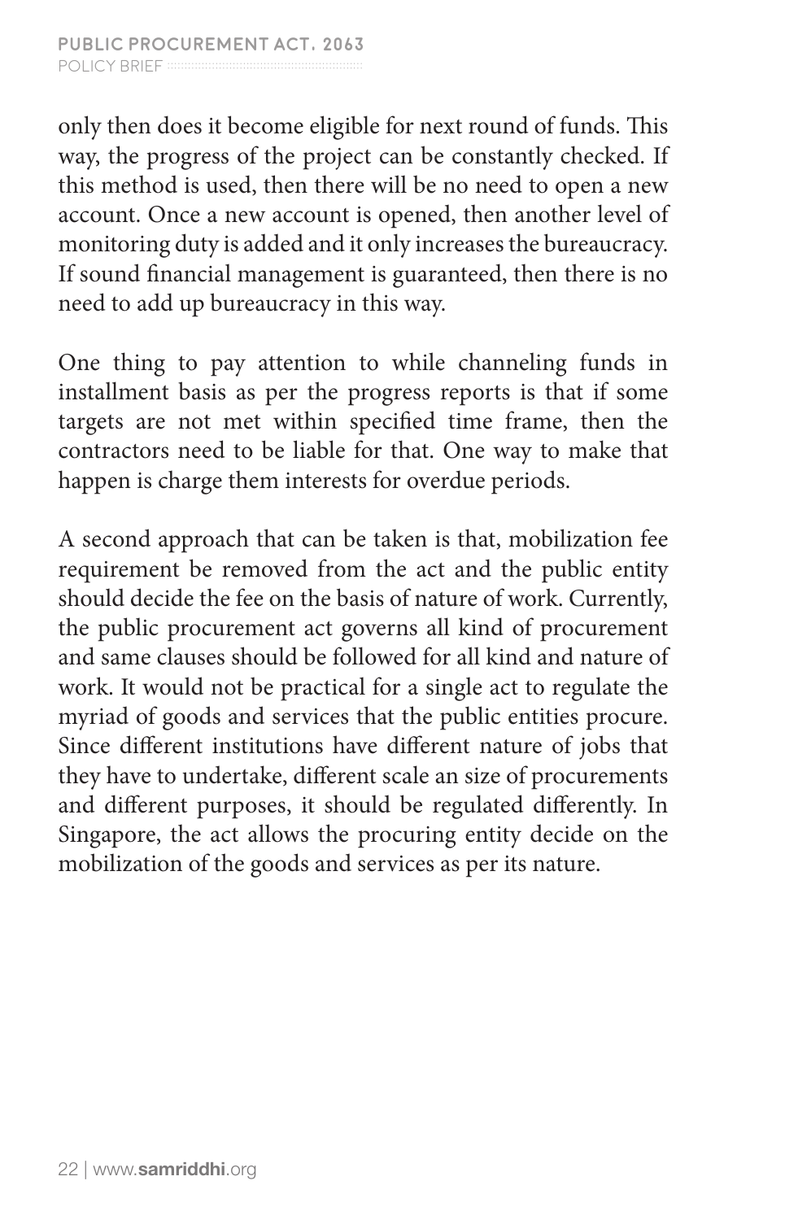only then does it become eligible for next round of funds. This way, the progress of the project can be constantly checked. If this method is used, then there will be no need to open a new account. Once a new account is opened, then another level of monitoring duty is added and it only increases the bureaucracy. If sound financial management is guaranteed, then there is no need to add up bureaucracy in this way.

One thing to pay attention to while channeling funds in installment basis as per the progress reports is that if some targets are not met within specified time frame, then the contractors need to be liable for that. One way to make that happen is charge them interests for overdue periods.

A second approach that can be taken is that, mobilization fee requirement be removed from the act and the public entity should decide the fee on the basis of nature of work. Currently, the public procurement act governs all kind of procurement and same clauses should be followed for all kind and nature of work. It would not be practical for a single act to regulate the myriad of goods and services that the public entities procure. Since different institutions have different nature of jobs that they have to undertake, different scale an size of procurements and different purposes, it should be regulated differently. In Singapore, the act allows the procuring entity decide on the mobilization of the goods and services as per its nature.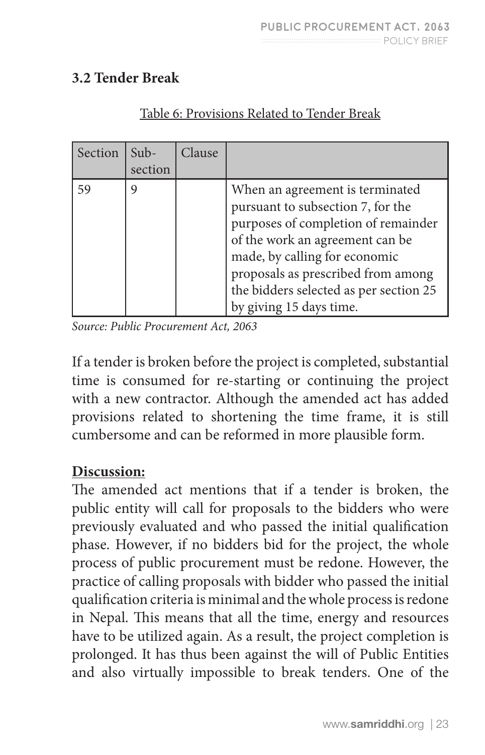### 3.2 Tender Break

Table 6: Provisions Related to Tender Break

| Section | Sub-section | Clause | |
|---|---|---|---|
| 59 | 9 | | When an agreement is terminated pursuant to subsection 7, for the purposes of completion of remainder of the work an agreement can be made, by calling for economic proposals as prescribed from among the bidders selected as per section 25 by giving 15 days time. |

*Source: Public Procurement Act, 2063*

If a tender is broken before the project is completed, substantial time is consumed for re-starting or continuing the project with a new contractor. Although the amended act has added provisions related to shortening the time frame, it is still cumbersome and can be reformed in more plausible form.

**Discussion:**

The amended act mentions that if a tender is broken, the public entity will call for proposals to the bidders who were previously evaluated and who passed the initial qualification phase. However, if no bidders bid for the project, the whole process of public procurement must be redone. However, the practice of calling proposals with bidder who passed the initial qualification criteria is minimal and the whole process is redone in Nepal. This means that all the time, energy and resources have to be utilized again. As a result, the project completion is prolonged. It has thus been against the will of Public Entities and also virtually impossible to break tenders. One of the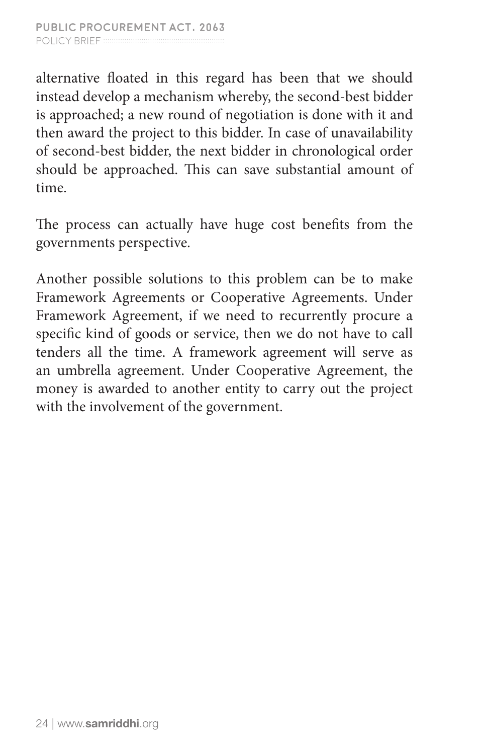alternative floated in this regard has been that we should instead develop a mechanism whereby, the second-best bidder is approached; a new round of negotiation is done with it and then award the project to this bidder. In case of unavailability of second-best bidder, the next bidder in chronological order should be approached. This can save substantial amount of time.

The process can actually have huge cost benefits from the governments perspective.

Another possible solutions to this problem can be to make Framework Agreements or Cooperative Agreements. Under Framework Agreement, if we need to recurrently procure a specific kind of goods or service, then we do not have to call tenders all the time. A framework agreement will serve as an umbrella agreement. Under Cooperative Agreement, the money is awarded to another entity to carry out the project with the involvement of the government.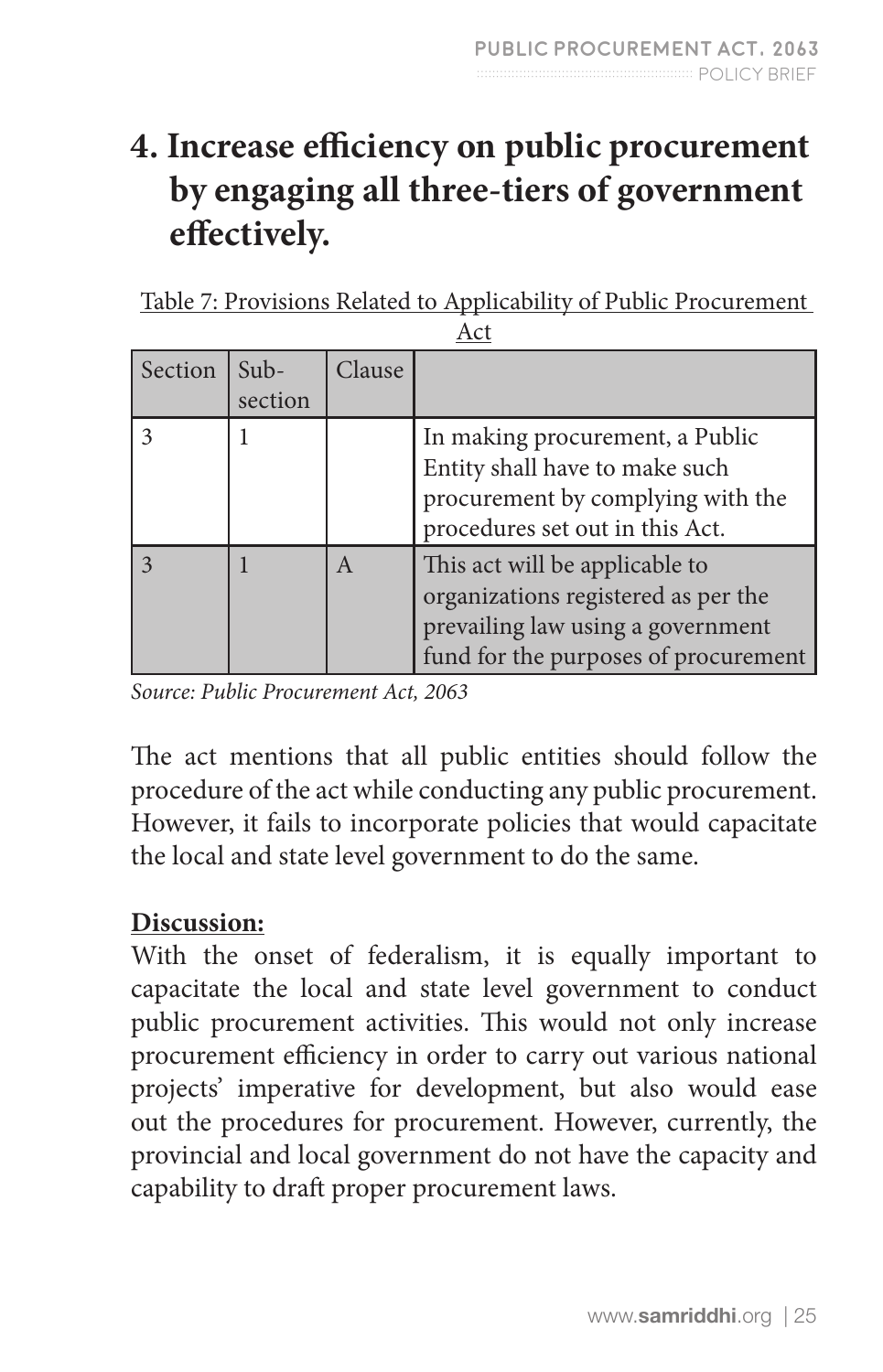## 4. Increase efficiency on public procurement by engaging all three-tiers of government effectively.

Table 7: Provisions Related to Applicability of Public Procurement Act

| Section | Sub-section | Clause | |
|---|---|---|---|
| 3 | 1 | | In making procurement, a Public Entity shall have to make such procurement by complying with the procedures set out in this Act. |
| 3 | 1 | A | This act will be applicable to organizations registered as per the prevailing law using a government fund for the purposes of procurement |

*Source: Public Procurement Act, 2063*

The act mentions that all public entities should follow the procedure of the act while conducting any public procurement. However, it fails to incorporate policies that would capacitate the local and state level government to do the same.

**Discussion:**

With the onset of federalism, it is equally important to capacitate the local and state level government to conduct public procurement activities. This would not only increase procurement efficiency in order to carry out various national projects' imperative for development, but also would ease out the procedures for procurement. However, currently, the provincial and local government do not have the capacity and capability to draft proper procurement laws.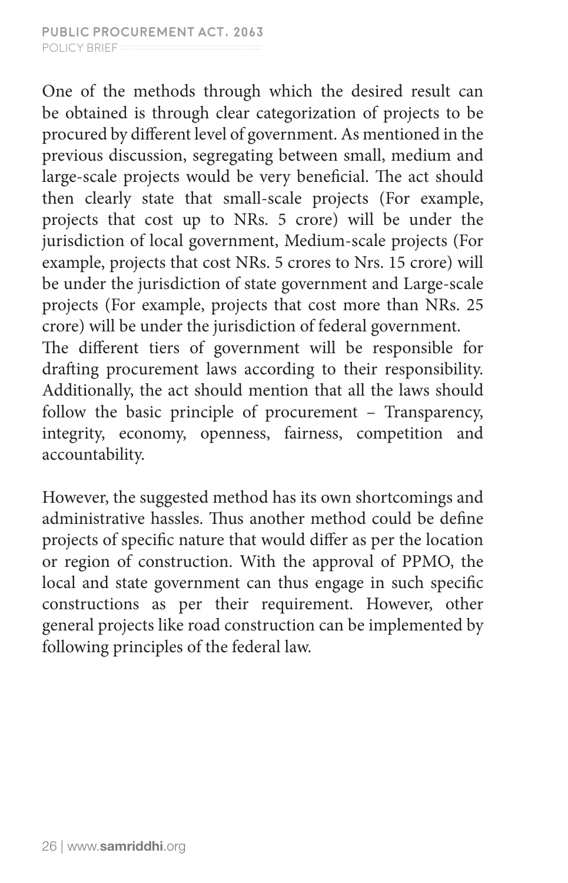One of the methods through which the desired result can be obtained is through clear categorization of projects to be procured by different level of government. As mentioned in the previous discussion, segregating between small, medium and large-scale projects would be very beneficial. The act should then clearly state that small-scale projects (For example, projects that cost up to NRs. 5 crore) will be under the jurisdiction of local government, Medium-scale projects (For example, projects that cost NRs. 5 crores to Nrs. 15 crore) will be under the jurisdiction of state government and Large-scale projects (For example, projects that cost more than NRs. 25 crore) will be under the jurisdiction of federal government.
The different tiers of government will be responsible for drafting procurement laws according to their responsibility. Additionally, the act should mention that all the laws should follow the basic principle of procurement – Transparency, integrity, economy, openness, fairness, competition and accountability.

However, the suggested method has its own shortcomings and administrative hassles. Thus another method could be define projects of specific nature that would differ as per the location or region of construction. With the approval of PPMO, the local and state government can thus engage in such specific constructions as per their requirement. However, other general projects like road construction can be implemented by following principles of the federal law.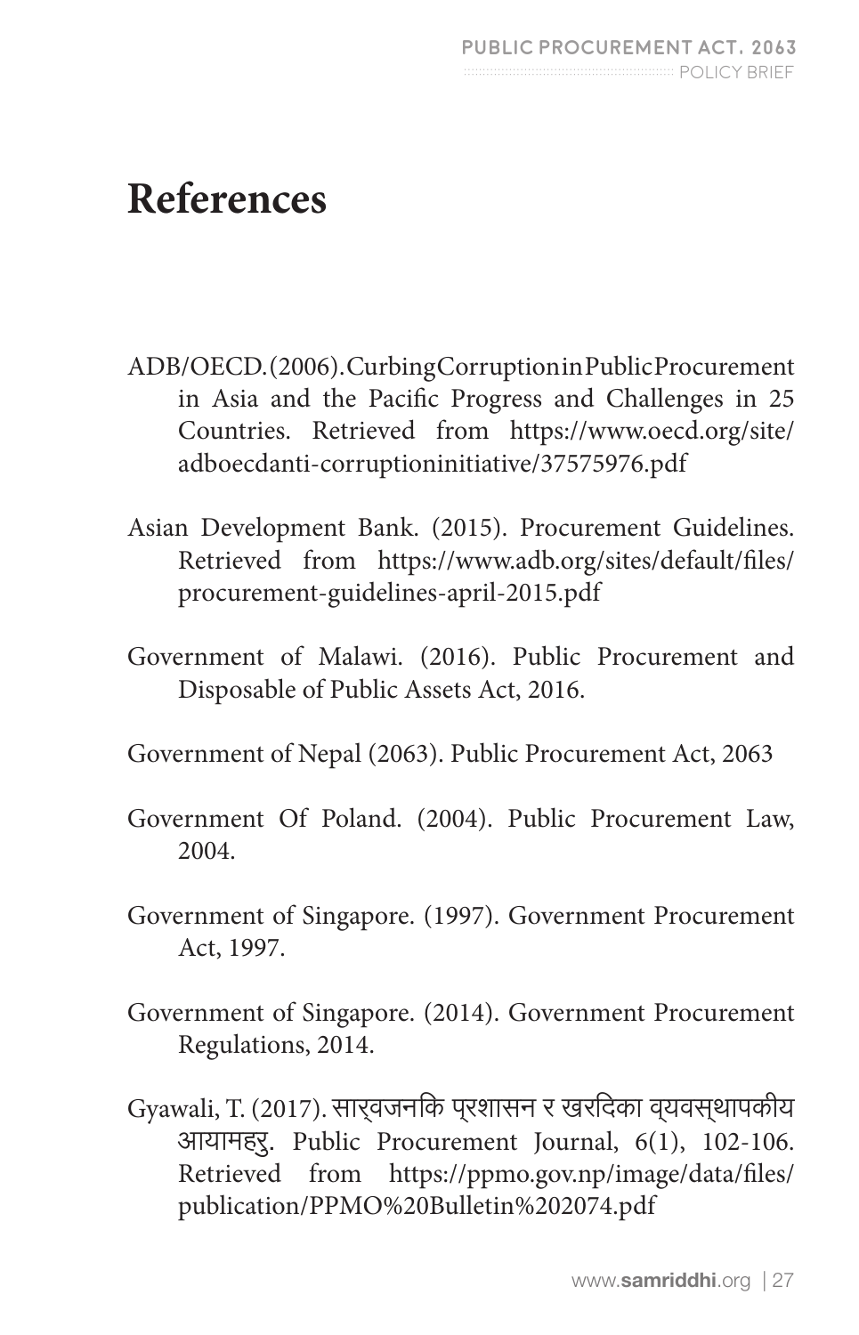# References

ADB/OECD. (2006). Curbing Corruption in Public Procurement in Asia and the Pacific Progress and Challenges in 25 Countries. Retrieved from https://www.oecd.org/site/adboecdanti-corruptioninitiative/37575976.pdf

Asian Development Bank. (2015). Procurement Guidelines. Retrieved from https://www.adb.org/sites/default/files/procurement-guidelines-april-2015.pdf

Government of Malawi. (2016). Public Procurement and Disposable of Public Assets Act, 2016.

Government of Nepal (2063). Public Procurement Act, 2063

Government Of Poland. (2004). Public Procurement Law, 2004.

Government of Singapore. (1997). Government Procurement Act, 1997.

Government of Singapore. (2014). Government Procurement Regulations, 2014.

Gyawali, T. (2017). सार्वजनकि प्रशासन र खरदिका व्यवस्थापकीय आयामहरु. Public Procurement Journal, 6(1), 102-106. Retrieved from https://ppmo.gov.np/image/data/files/publication/PPMO%20Bulletin%202074.pdf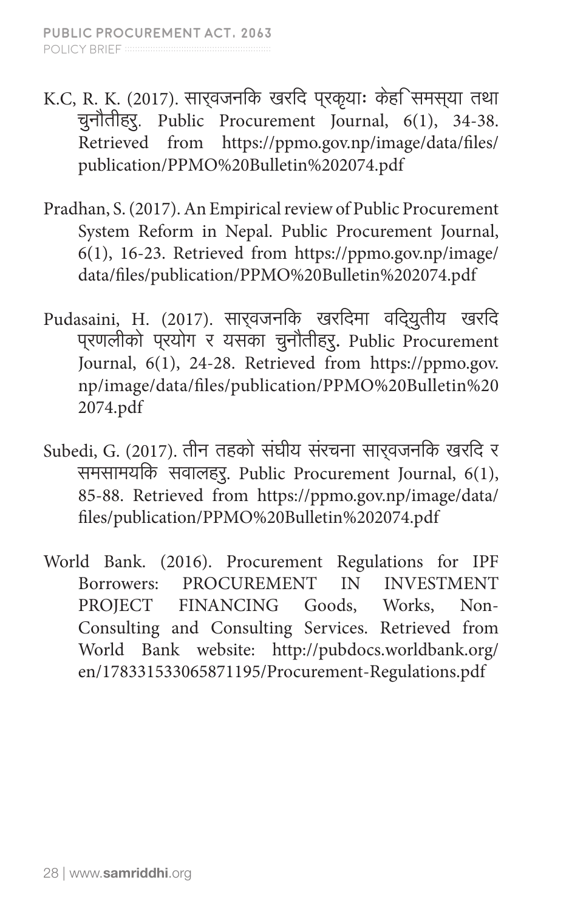K.C, R. K. (2017). सार्वजनकि खरदि प्रकृयाः केहि समस्या तथा चुनौतीहरु. Public Procurement Journal, 6(1), 34-38. Retrieved from https://ppmo.gov.np/image/data/files/publication/PPMO%20Bulletin%202074.pdf

Pradhan, S. (2017). An Empirical review of Public Procurement System Reform in Nepal. Public Procurement Journal, 6(1), 16-23. Retrieved from https://ppmo.gov.np/image/data/files/publication/PPMO%20Bulletin%202074.pdf

Pudasaini, H. (2017). सार्वजनकि खरदिमा वद्यिुतीय खरदि प्रणलीको प्रयोग र यसका चुनौतीहरु. Public Procurement Journal, 6(1), 24-28. Retrieved from https://ppmo.gov.np/image/data/files/publication/PPMO%20Bulletin%202074.pdf

Subedi, G. (2017). तीन तहको संघीय संरचना सार्वजनकि खरदि र समसामयकि सवालहरु. Public Procurement Journal, 6(1), 85-88. Retrieved from https://ppmo.gov.np/image/data/files/publication/PPMO%20Bulletin%202074.pdf

World Bank. (2016). Procurement Regulations for IPF Borrowers: PROCUREMENT IN INVESTMENT PROJECT FINANCING Goods, Works, Non-Consulting and Consulting Services. Retrieved from World Bank website: http://pubdocs.worldbank.org/en/178331533065871195/Procurement-Regulations.pdf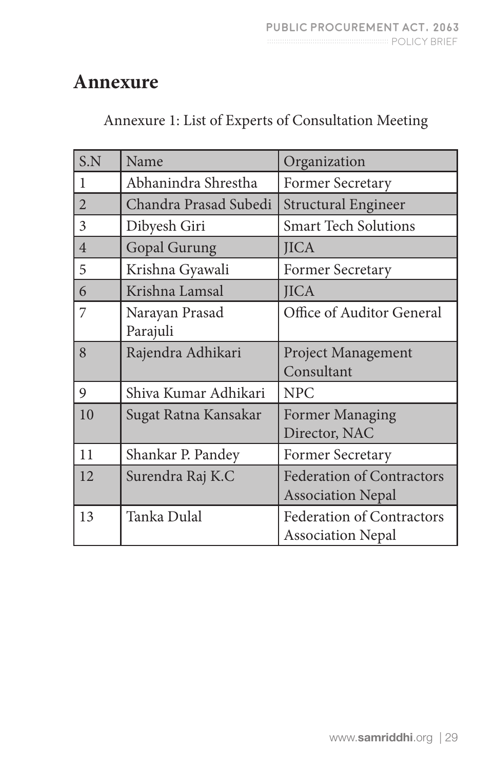# Annexure

Annexure 1: List of Experts of Consultation Meeting

| S.N | Name | Organization |
|---|---|---|
| 1 | Abhanindra Shrestha | Former Secretary |
| 2 | Chandra Prasad Subedi | Structural Engineer |
| 3 | Dibyesh Giri | Smart Tech Solutions |
| 4 | Gopal Gurung | JICA |
| 5 | Krishna Gyawali | Former Secretary |
| 6 | Krishna Lamsal | JICA |
| 7 | Narayan Prasad Parajuli | Office of Auditor General |
| 8 | Rajendra Adhikari | Project Management Consultant |
| 9 | Shiva Kumar Adhikari | NPC |
| 10 | Sugat Ratna Kansakar | Former Managing Director, NAC |
| 11 | Shankar P. Pandey | Former Secretary |
| 12 | Surendra Raj K.C | Federation of Contractors Association Nepal |
| 13 | Tanka Dulal | Federation of Contractors Association Nepal |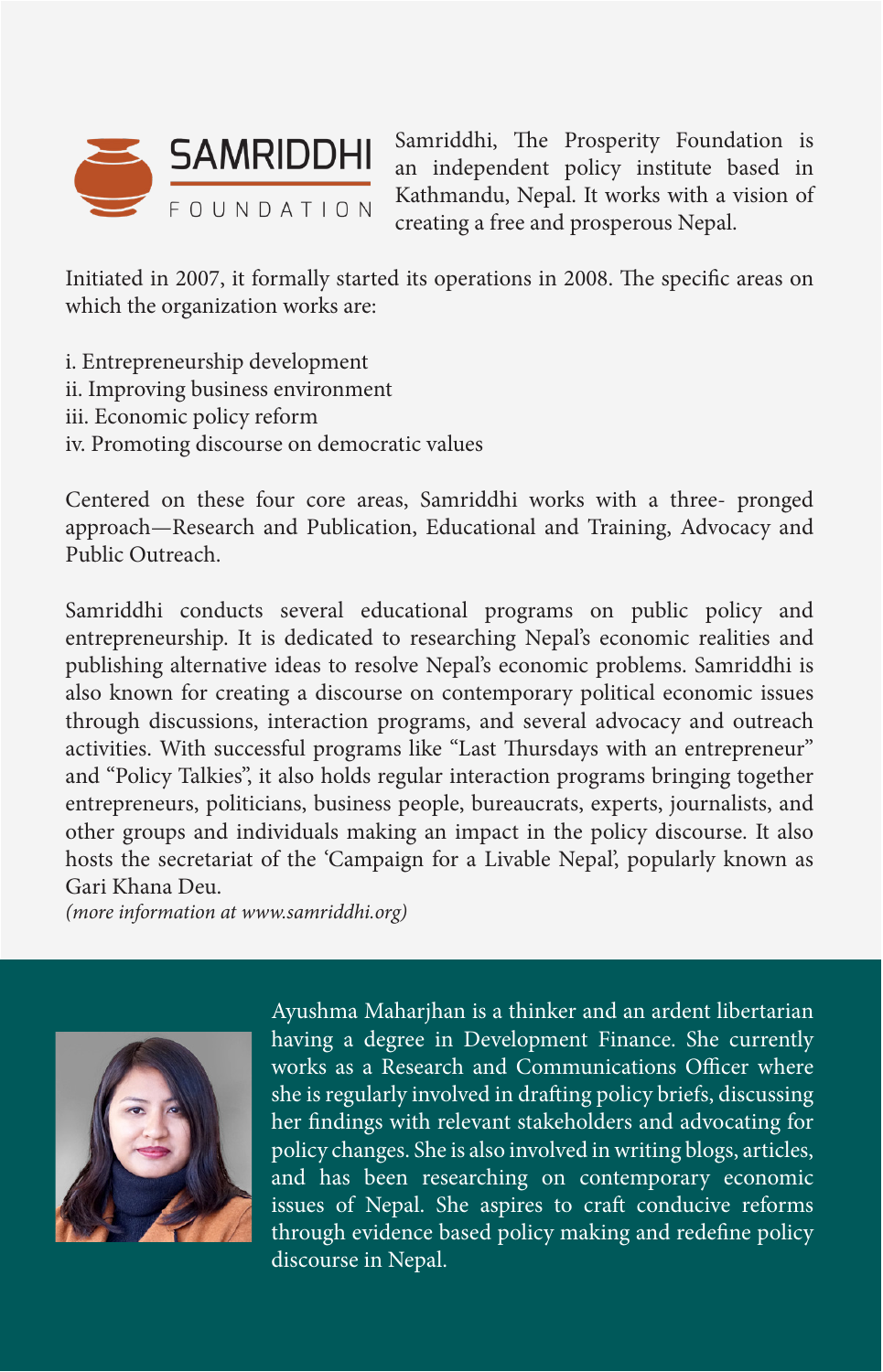SAMRIDDHI FOUNDATION

Samriddhi, The Prosperity Foundation is an independent policy institute based in Kathmandu, Nepal. It works with a vision of creating a free and prosperous Nepal.

Initiated in 2007, it formally started its operations in 2008. The specific areas on which the organization works are:

i. Entrepreneurship development
ii. Improving business environment
iii. Economic policy reform
iv. Promoting discourse on democratic values

Centered on these four core areas, Samriddhi works with a three- pronged approach—Research and Publication, Educational and Training, Advocacy and Public Outreach.

Samriddhi conducts several educational programs on public policy and entrepreneurship. It is dedicated to researching Nepal's economic realities and publishing alternative ideas to resolve Nepal's economic problems. Samriddhi is also known for creating a discourse on contemporary political economic issues through discussions, interaction programs, and several advocacy and outreach activities. With successful programs like "Last Thursdays with an entrepreneur" and "Policy Talkies", it also holds regular interaction programs bringing together entrepreneurs, politicians, business people, bureaucrats, experts, journalists, and other groups and individuals making an impact in the policy discourse. It also hosts the secretariat of the 'Campaign for a Livable Nepal', popularly known as Gari Khana Deu.

*(more information at www.samriddhi.org)*

Ayushma Maharjhan is a thinker and an ardent libertarian having a degree in Development Finance. She currently works as a Research and Communications Officer where she is regularly involved in drafting policy briefs, discussing her findings with relevant stakeholders and advocating for policy changes. She is also involved in writing blogs, articles, and has been researching on contemporary economic issues of Nepal. She aspires to craft conducive reforms through evidence based policy making and redefine policy discourse in Nepal.